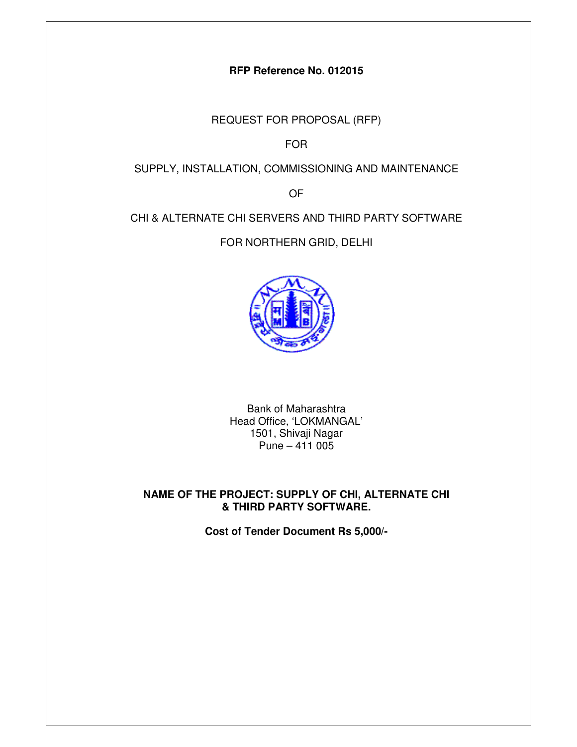**RFP Reference No. 012015**

REQUEST FOR PROPOSAL (RFP)

FOR

SUPPLY, INSTALLATION, COMMISSIONING AND MAINTENANCE

OF

CHI & ALTERNATE CHI SERVERS AND THIRD PARTY SOFTWARE

FOR NORTHERN GRID, DELHI

Bank of Maharashtra
Head Office, 'LOKMANGAL'
1501, Shivaji Nagar
Pune – 411 005

**NAME OF THE PROJECT: SUPPLY OF CHI, ALTERNATE CHI & THIRD PARTY SOFTWARE.**

**Cost of Tender Document Rs 5,000/-**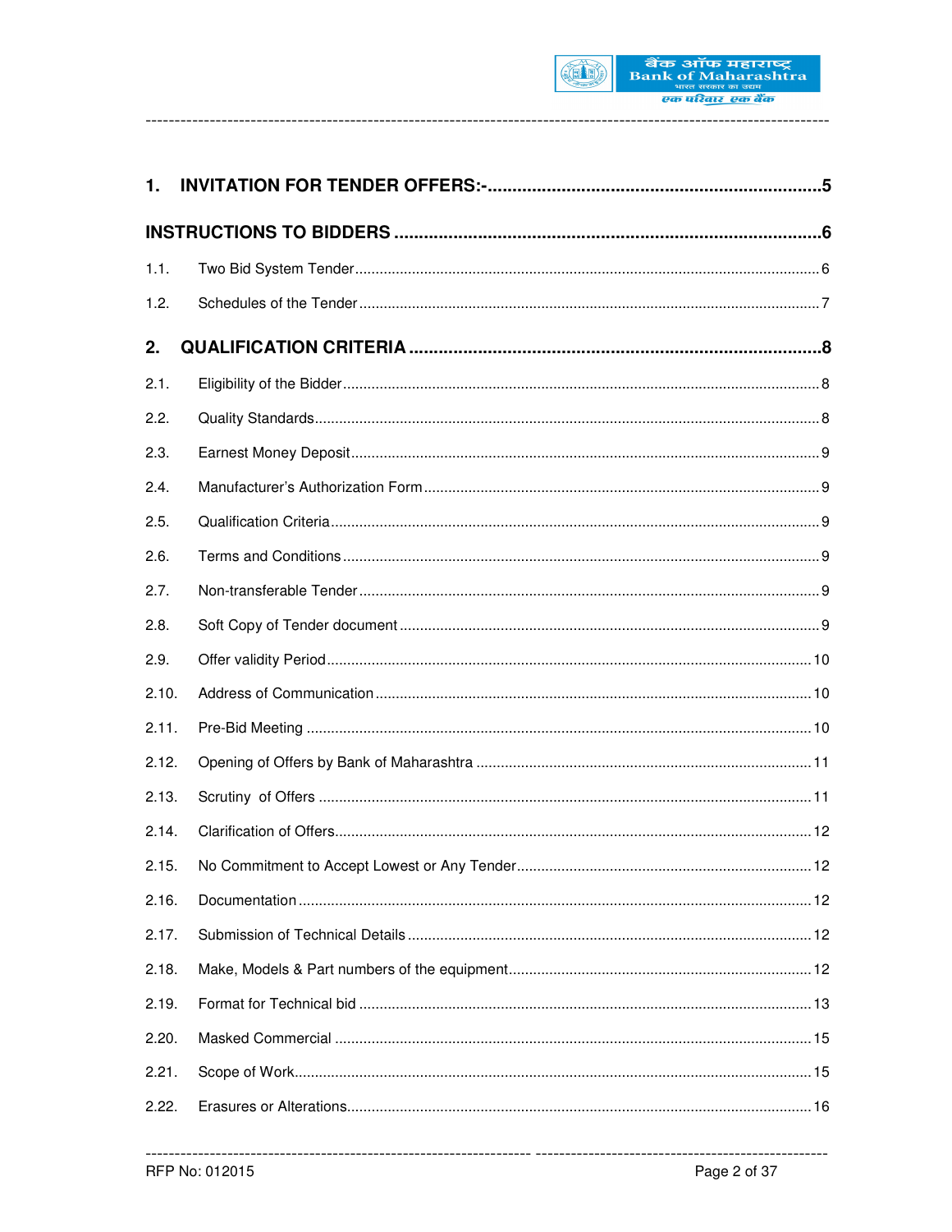1. **INVITATION FOR TENDER OFFERS:-** .......... 5

**INSTRUCTIONS TO BIDDERS** .......... 6

1.1. Two Bid System Tender .......... 6

1.2. Schedules of the Tender .......... 7

2. **QUALIFICATION CRITERIA** .......... 8

2.1. Eligibility of the Bidder .......... 8

2.2. Quality Standards .......... 8

2.3. Earnest Money Deposit .......... 9

2.4. Manufacturer's Authorization Form .......... 9

2.5. Qualification Criteria .......... 9

2.6. Terms and Conditions .......... 9

2.7. Non-transferable Tender .......... 9

2.8. Soft Copy of Tender document .......... 9

2.9. Offer validity Period .......... 10

2.10. Address of Communication .......... 10

2.11. Pre-Bid Meeting .......... 10

2.12. Opening of Offers by Bank of Maharashtra .......... 11

2.13. Scrutiny of Offers .......... 11

2.14. Clarification of Offers .......... 12

2.15. No Commitment to Accept Lowest or Any Tender .......... 12

2.16. Documentation .......... 12

2.17. Submission of Technical Details .......... 12

2.18. Make, Models & Part numbers of the equipment .......... 12

2.19. Format for Technical bid .......... 13

2.20. Masked Commercial .......... 15

2.21. Scope of Work .......... 15

2.22. Erasures or Alterations .......... 16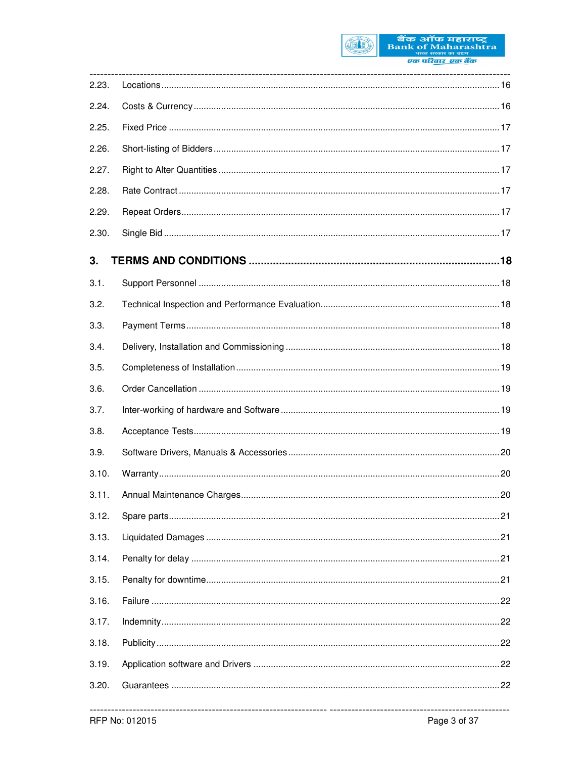2.23. Locations ..... 16

2.24. Costs & Currency ..... 16

2.25. Fixed Price ..... 17

2.26. Short-listing of Bidders ..... 17

2.27. Right to Alter Quantities ..... 17

2.28. Rate Contract ..... 17

2.29. Repeat Orders ..... 17

2.30. Single Bid ..... 17

**3. TERMS AND CONDITIONS ..... 18**

3.1. Support Personnel ..... 18

3.2. Technical Inspection and Performance Evaluation ..... 18

3.3. Payment Terms ..... 18

3.4. Delivery, Installation and Commissioning ..... 18

3.5. Completeness of Installation ..... 19

3.6. Order Cancellation ..... 19

3.7. Inter-working of hardware and Software ..... 19

3.8. Acceptance Tests ..... 19

3.9. Software Drivers, Manuals & Accessories ..... 20

3.10. Warranty ..... 20

3.11. Annual Maintenance Charges ..... 20

3.12. Spare parts ..... 21

3.13. Liquidated Damages ..... 21

3.14. Penalty for delay ..... 21

3.15. Penalty for downtime ..... 21

3.16. Failure ..... 22

3.17. Indemnity ..... 22

3.18. Publicity ..... 22

3.19. Application software and Drivers ..... 22

3.20. Guarantees ..... 22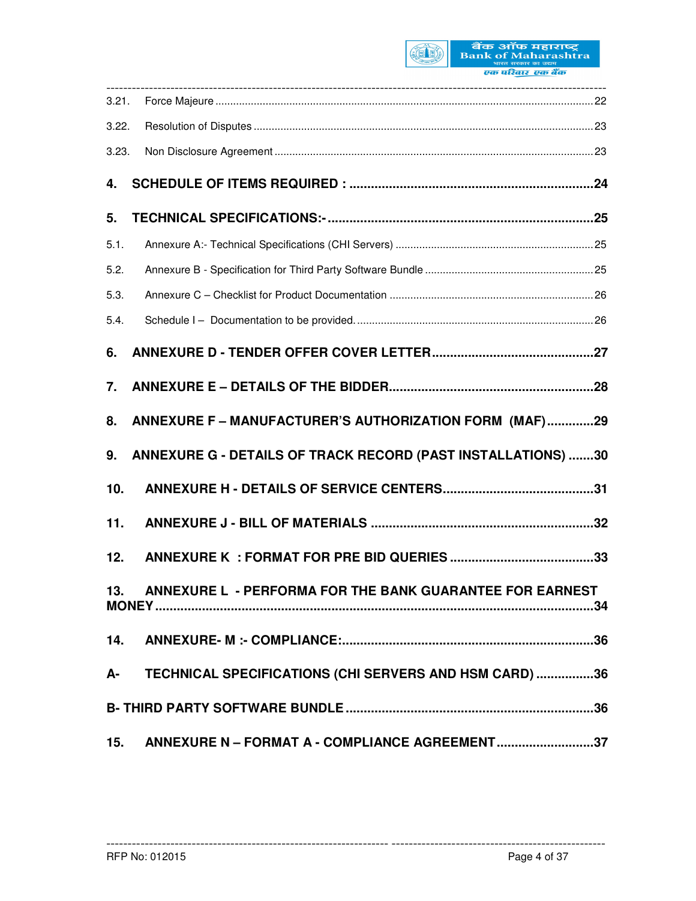3.21. Force Majeure ........................................................................................................ 22

3.22. Resolution of Disputes ................................................................................................ 23

3.23. Non Disclosure Agreement ......................................................................................... 23

**4. SCHEDULE OF ITEMS REQUIRED : ................................................................. 24**

**5. TECHNICAL SPECIFICATIONS:- ...................................................................... 25**

5.1. Annexure A:- Technical Specifications (CHI Servers) .................................................. 25

5.2. Annexure B - Specification for Third Party Software Bundle ........................................ 25

5.3. Annexure C – Checklist for Product Documentation .................................................... 26

5.4. Schedule I – Documentation to be provided. ............................................................... 26

**6. ANNEXURE D - TENDER OFFER COVER LETTER ............................................ 27**

**7. ANNEXURE E – DETAILS OF THE BIDDER ....................................................... 28**

**8. ANNEXURE F – MANUFACTURER'S AUTHORIZATION FORM (MAF) ............. 29**

**9. ANNEXURE G - DETAILS OF TRACK RECORD (PAST INSTALLATIONS) ....... 30**

**10. ANNEXURE H - DETAILS OF SERVICE CENTERS ........................................... 31**

**11. ANNEXURE J - BILL OF MATERIALS ................................................................ 32**

**12. ANNEXURE K : FORMAT FOR PRE BID QUERIES .......................................... 33**

**13. ANNEXURE L - PERFORMA FOR THE BANK GUARANTEE FOR EARNEST MONEY ................................................................................................................ 34**

**14. ANNEXURE- M :- COMPLIANCE: ....................................................................... 36**

**A- TECHNICAL SPECIFICATIONS (CHI SERVERS AND HSM CARD) ................ 36**

**B- THIRD PARTY SOFTWARE BUNDLE ................................................................ 36**

**15. ANNEXURE N – FORMAT A - COMPLIANCE AGREEMENT ............................ 37**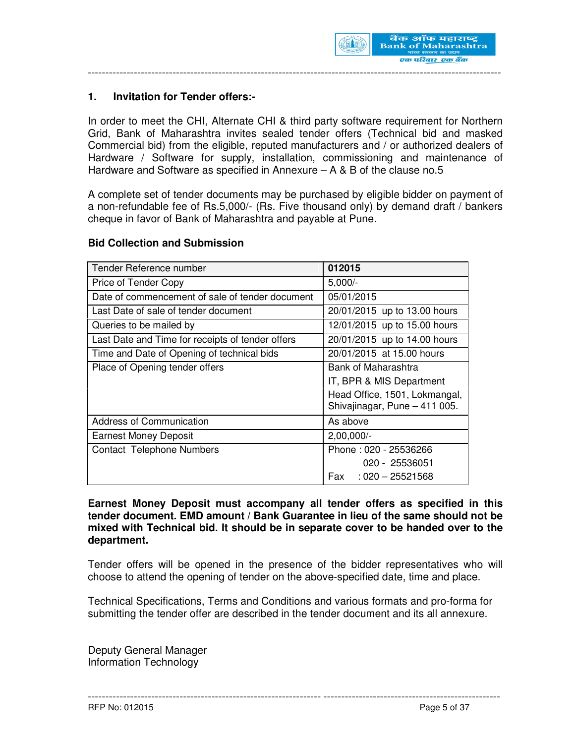## 1. Invitation for Tender offers:-

In order to meet the CHI, Alternate CHI & third party software requirement for Northern Grid, Bank of Maharashtra invites sealed tender offers (Technical bid and masked Commercial bid) from the eligible, reputed manufacturers and / or authorized dealers of Hardware / Software for supply, installation, commissioning and maintenance of Hardware and Software as specified in Annexure – A & B of the clause no.5

A complete set of tender documents may be purchased by eligible bidder on payment of a non-refundable fee of Rs.5,000/- (Rs. Five thousand only) by demand draft / bankers cheque in favor of Bank of Maharashtra and payable at Pune.

**Bid Collection and Submission**

| Tender Reference number | **012015** |
|---|---|
| Price of Tender Copy | 5,000/- |
| Date of commencement of sale of tender document | 05/01/2015 |
| Last Date of sale of tender document | 20/01/2015 up to 13.00 hours |
| Queries to be mailed by | 12/01/2015 up to 15.00 hours |
| Last Date and Time for receipts of tender offers | 20/01/2015 up to 14.00 hours |
| Time and Date of Opening of technical bids | 20/01/2015 at 15.00 hours |
| Place of Opening tender offers | Bank of Maharashtra<br>IT, BPR & MIS Department<br>Head Office, 1501, Lokmangal, Shivajinagar, Pune – 411 005. |
| Address of Communication | As above |
| Earnest Money Deposit | 2,00,000/- |
| Contact Telephone Numbers | Phone : 020 - 25536266<br>020 - 25536051<br>Fax : 020 – 25521568 |

**Earnest Money Deposit must accompany all tender offers as specified in this tender document. EMD amount / Bank Guarantee in lieu of the same should not be mixed with Technical bid. It should be in separate cover to be handed over to the department.**

Tender offers will be opened in the presence of the bidder representatives who will choose to attend the opening of tender on the above-specified date, time and place.

Technical Specifications, Terms and Conditions and various formats and pro-forma for submitting the tender offer are described in the tender document and its all annexure.

Deputy General Manager
Information Technology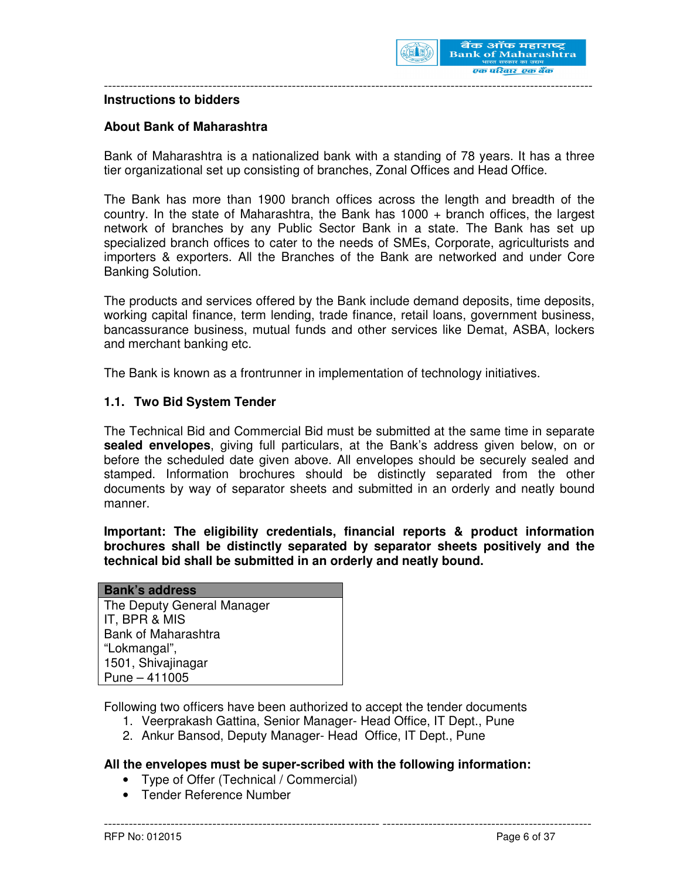## Instructions to bidders

### About Bank of Maharashtra

Bank of Maharashtra is a nationalized bank with a standing of 78 years. It has a three tier organizational set up consisting of branches, Zonal Offices and Head Office.

The Bank has more than 1900 branch offices across the length and breadth of the country. In the state of Maharashtra, the Bank has 1000 + branch offices, the largest network of branches by any Public Sector Bank in a state. The Bank has set up specialized branch offices to cater to the needs of SMEs, Corporate, agriculturists and importers & exporters. All the Branches of the Bank are networked and under Core Banking Solution.

The products and services offered by the Bank include demand deposits, time deposits, working capital finance, term lending, trade finance, retail loans, government business, bancassurance business, mutual funds and other services like Demat, ASBA, lockers and merchant banking etc.

The Bank is known as a frontrunner in implementation of technology initiatives.

### 1.1. Two Bid System Tender

The Technical Bid and Commercial Bid must be submitted at the same time in separate **sealed envelopes**, giving full particulars, at the Bank's address given below, on or before the scheduled date given above. All envelopes should be securely sealed and stamped. Information brochures should be distinctly separated from the other documents by way of separator sheets and submitted in an orderly and neatly bound manner.

**Important: The eligibility credentials, financial reports & product information brochures shall be distinctly separated by separator sheets positively and the technical bid shall be submitted in an orderly and neatly bound.**

| Bank's address |
|---|
| The Deputy General Manager<br>IT, BPR & MIS<br>Bank of Maharashtra<br>"Lokmangal",<br>1501, Shivajinagar<br>Pune – 411005 |

Following two officers have been authorized to accept the tender documents

1. Veerprakash Gattina, Senior Manager- Head Office, IT Dept., Pune
2. Ankur Bansod, Deputy Manager- Head Office, IT Dept., Pune

**All the envelopes must be super-scribed with the following information:**

- Type of Offer (Technical / Commercial)
- Tender Reference Number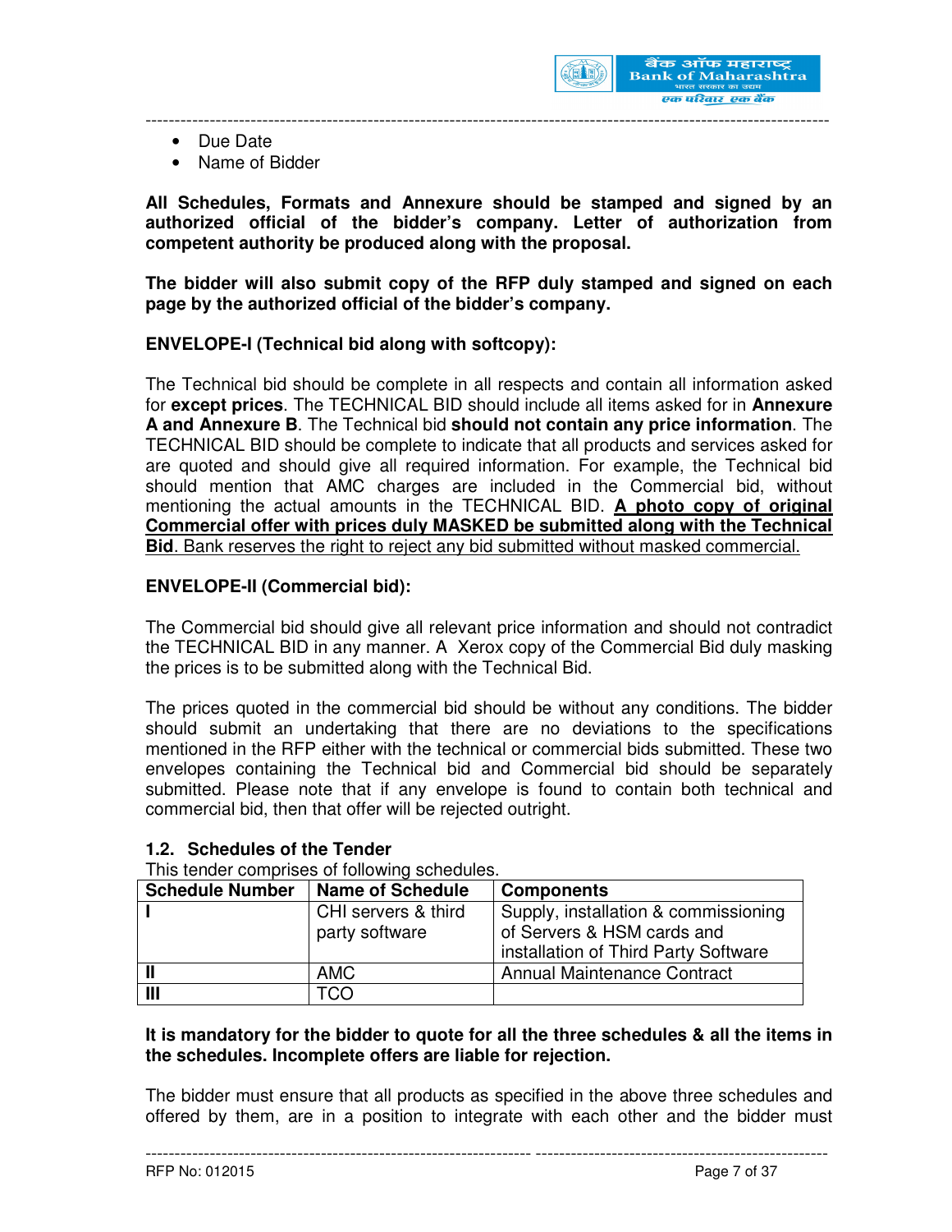- Due Date
- Name of Bidder

**All Schedules, Formats and Annexure should be stamped and signed by an authorized official of the bidder's company. Letter of authorization from competent authority be produced along with the proposal.**

**The bidder will also submit copy of the RFP duly stamped and signed on each page by the authorized official of the bidder's company.**

**ENVELOPE-I (Technical bid along with softcopy):**

The Technical bid should be complete in all respects and contain all information asked for **except prices**. The TECHNICAL BID should include all items asked for in **Annexure A and Annexure B**. The Technical bid **should not contain any price information**. The TECHNICAL BID should be complete to indicate that all products and services asked for are quoted and should give all required information. For example, the Technical bid should mention that AMC charges are included in the Commercial bid, without mentioning the actual amounts in the TECHNICAL BID. **A photo copy of original Commercial offer with prices duly MASKED be submitted along with the Technical Bid**. Bank reserves the right to reject any bid submitted without masked commercial.

**ENVELOPE-II (Commercial bid):**

The Commercial bid should give all relevant price information and should not contradict the TECHNICAL BID in any manner. A Xerox copy of the Commercial Bid duly masking the prices is to be submitted along with the Technical Bid.

The prices quoted in the commercial bid should be without any conditions. The bidder should submit an undertaking that there are no deviations to the specifications mentioned in the RFP either with the technical or commercial bids submitted. These two envelopes containing the Technical bid and Commercial bid should be separately submitted. Please note that if any envelope is found to contain both technical and commercial bid, then that offer will be rejected outright.

### 1.2. Schedules of the Tender

This tender comprises of following schedules.

| Schedule Number | Name of Schedule | Components |
|---|---|---|
| **I** | CHI servers & third party software | Supply, installation & commissioning of Servers & HSM cards and installation of Third Party Software |
| **II** | AMC | Annual Maintenance Contract |
| **III** | TCO | |

**It is mandatory for the bidder to quote for all the three schedules & all the items in the schedules. Incomplete offers are liable for rejection.**

The bidder must ensure that all products as specified in the above three schedules and offered by them, are in a position to integrate with each other and the bidder must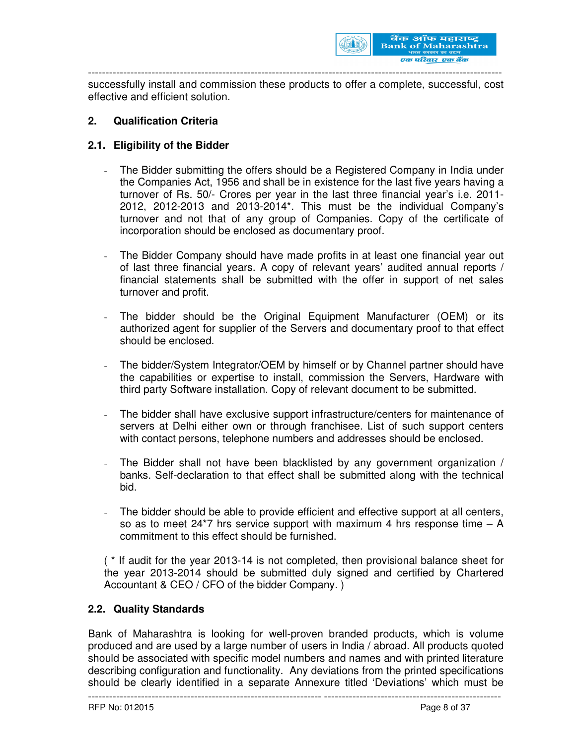successfully install and commission these products to offer a complete, successful, cost effective and efficient solution.

## 2. Qualification Criteria

### 2.1. Eligibility of the Bidder

- The Bidder submitting the offers should be a Registered Company in India under the Companies Act, 1956 and shall be in existence for the last five years having a turnover of Rs. 50/- Crores per year in the last three financial year's i.e. 2011-2012, 2012-2013 and 2013-2014*. This must be the individual Company's turnover and not that of any group of Companies. Copy of the certificate of incorporation should be enclosed as documentary proof.

- The Bidder Company should have made profits in at least one financial year out of last three financial years. A copy of relevant years' audited annual reports / financial statements shall be submitted with the offer in support of net sales turnover and profit.

- The bidder should be the Original Equipment Manufacturer (OEM) or its authorized agent for supplier of the Servers and documentary proof to that effect should be enclosed.

- The bidder/System Integrator/OEM by himself or by Channel partner should have the capabilities or expertise to install, commission the Servers, Hardware with third party Software installation. Copy of relevant document to be submitted.

- The bidder shall have exclusive support infrastructure/centers for maintenance of servers at Delhi either own or through franchisee. List of such support centers with contact persons, telephone numbers and addresses should be enclosed.

- The Bidder shall not have been blacklisted by any government organization / banks. Self-declaration to that effect shall be submitted along with the technical bid.

- The bidder should be able to provide efficient and effective support at all centers, so as to meet 24*7 hrs service support with maximum 4 hrs response time – A commitment to this effect should be furnished.

( * If audit for the year 2013-14 is not completed, then provisional balance sheet for the year 2013-2014 should be submitted duly signed and certified by Chartered Accountant & CEO / CFO of the bidder Company. )

### 2.2. Quality Standards

Bank of Maharashtra is looking for well-proven branded products, which is volume produced and are used by a large number of users in India / abroad. All products quoted should be associated with specific model numbers and names and with printed literature describing configuration and functionality. Any deviations from the printed specifications should be clearly identified in a separate Annexure titled 'Deviations' which must be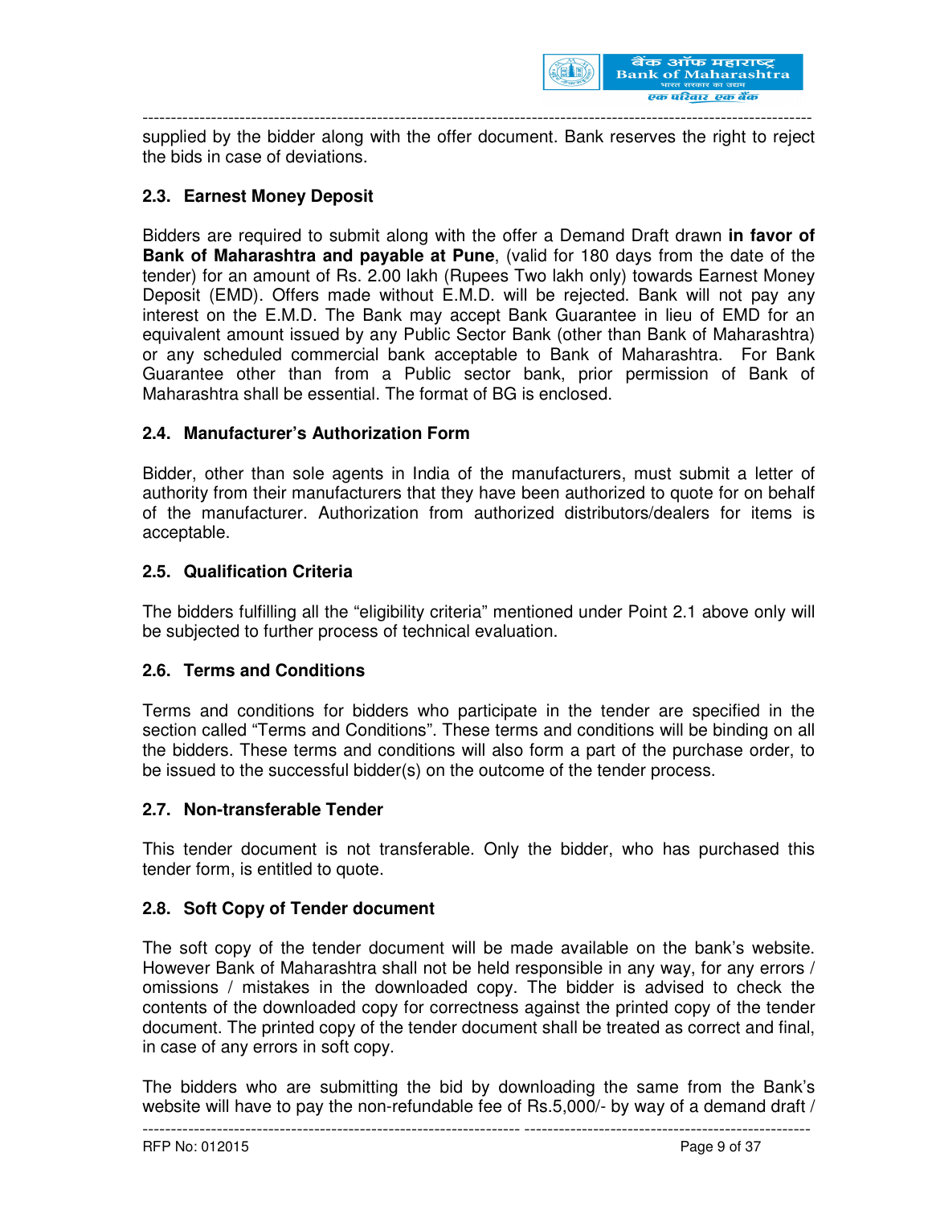supplied by the bidder along with the offer document. Bank reserves the right to reject the bids in case of deviations.

### 2.3. Earnest Money Deposit

Bidders are required to submit along with the offer a Demand Draft drawn **in favor of Bank of Maharashtra and payable at Pune**, (valid for 180 days from the date of the tender) for an amount of Rs. 2.00 lakh (Rupees Two lakh only) towards Earnest Money Deposit (EMD). Offers made without E.M.D. will be rejected. Bank will not pay any interest on the E.M.D. The Bank may accept Bank Guarantee in lieu of EMD for an equivalent amount issued by any Public Sector Bank (other than Bank of Maharashtra) or any scheduled commercial bank acceptable to Bank of Maharashtra. For Bank Guarantee other than from a Public sector bank, prior permission of Bank of Maharashtra shall be essential. The format of BG is enclosed.

### 2.4. Manufacturer's Authorization Form

Bidder, other than sole agents in India of the manufacturers, must submit a letter of authority from their manufacturers that they have been authorized to quote for on behalf of the manufacturer. Authorization from authorized distributors/dealers for items is acceptable.

### 2.5. Qualification Criteria

The bidders fulfilling all the "eligibility criteria" mentioned under Point 2.1 above only will be subjected to further process of technical evaluation.

### 2.6. Terms and Conditions

Terms and conditions for bidders who participate in the tender are specified in the section called "Terms and Conditions". These terms and conditions will be binding on all the bidders. These terms and conditions will also form a part of the purchase order, to be issued to the successful bidder(s) on the outcome of the tender process.

### 2.7. Non-transferable Tender

This tender document is not transferable. Only the bidder, who has purchased this tender form, is entitled to quote.

### 2.8. Soft Copy of Tender document

The soft copy of the tender document will be made available on the bank's website. However Bank of Maharashtra shall not be held responsible in any way, for any errors / omissions / mistakes in the downloaded copy. The bidder is advised to check the contents of the downloaded copy for correctness against the printed copy of the tender document. The printed copy of the tender document shall be treated as correct and final, in case of any errors in soft copy.

The bidders who are submitting the bid by downloading the same from the Bank's website will have to pay the non-refundable fee of Rs.5,000/- by way of a demand draft /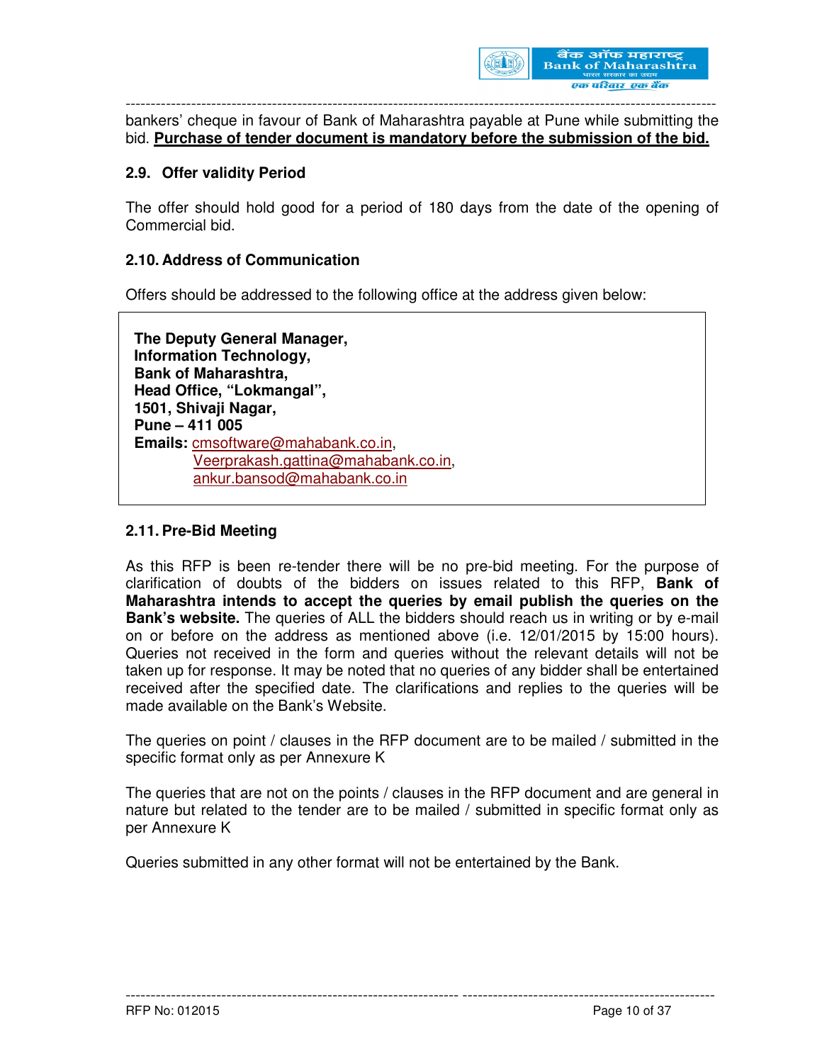bankers' cheque in favour of Bank of Maharashtra payable at Pune while submitting the bid. **Purchase of tender document is mandatory before the submission of the bid.**

### 2.9. Offer validity Period

The offer should hold good for a period of 180 days from the date of the opening of Commercial bid.

### 2.10. Address of Communication

Offers should be addressed to the following office at the address given below:

**The Deputy General Manager,**
**Information Technology,**
**Bank of Maharashtra,**
**Head Office, "Lokmangal",**
**1501, Shivaji Nagar,**
**Pune – 411 005**
**Emails:** cmsoftware@mahabank.co.in,
Veerprakash.gattina@mahabank.co.in,
ankur.bansod@mahabank.co.in

### 2.11. Pre-Bid Meeting

As this RFP is been re-tender there will be no pre-bid meeting. For the purpose of clarification of doubts of the bidders on issues related to this RFP, **Bank of Maharashtra intends to accept the queries by email publish the queries on the Bank's website.** The queries of ALL the bidders should reach us in writing or by e-mail on or before on the address as mentioned above (i.e. 12/01/2015 by 15:00 hours). Queries not received in the form and queries without the relevant details will not be taken up for response. It may be noted that no queries of any bidder shall be entertained received after the specified date. The clarifications and replies to the queries will be made available on the Bank's Website.

The queries on point / clauses in the RFP document are to be mailed / submitted in the specific format only as per Annexure K

The queries that are not on the points / clauses in the RFP document and are general in nature but related to the tender are to be mailed / submitted in specific format only as per Annexure K

Queries submitted in any other format will not be entertained by the Bank.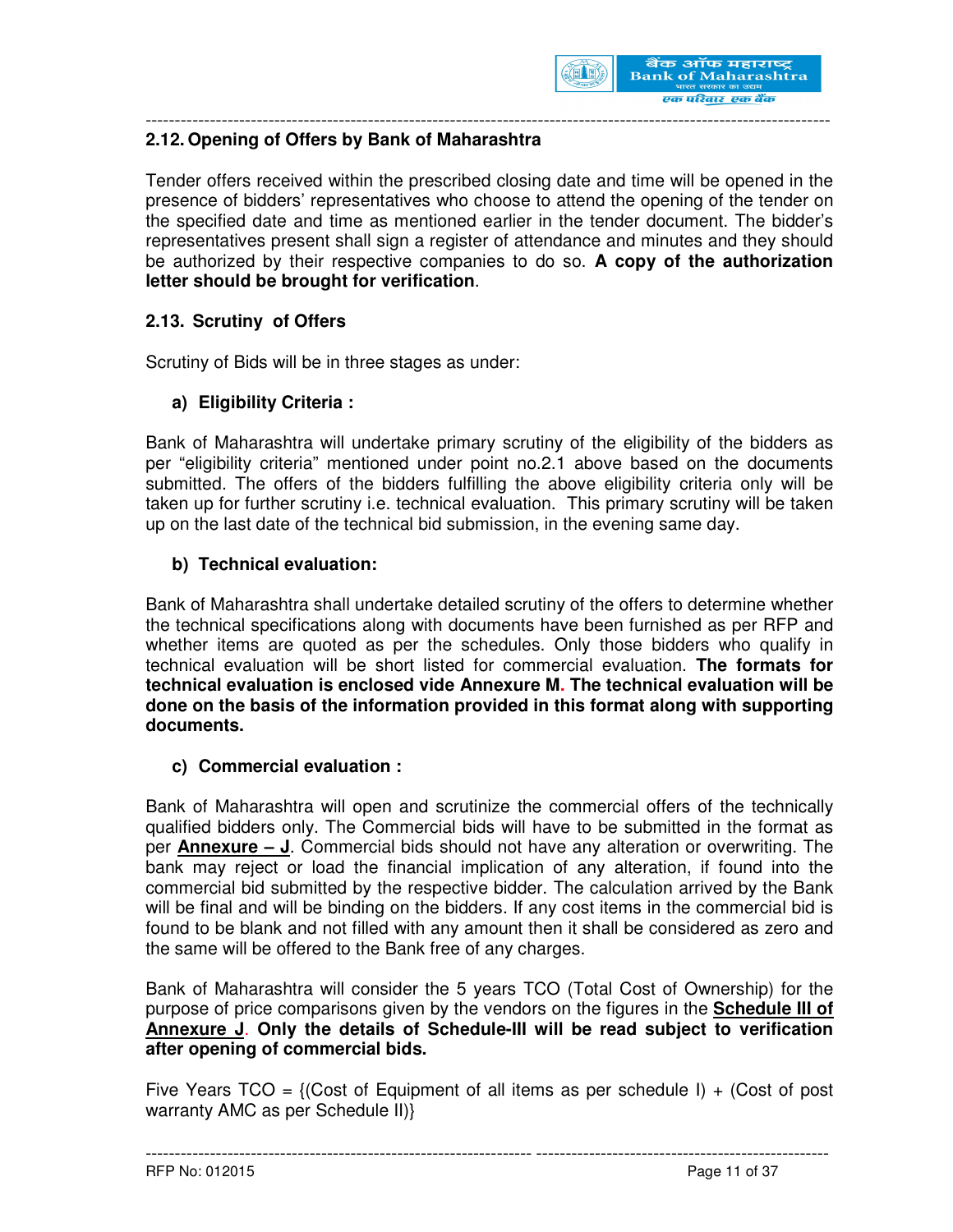## 2.12. Opening of Offers by Bank of Maharashtra

Tender offers received within the prescribed closing date and time will be opened in the presence of bidders' representatives who choose to attend the opening of the tender on the specified date and time as mentioned earlier in the tender document. The bidder's representatives present shall sign a register of attendance and minutes and they should be authorized by their respective companies to do so. **A copy of the authorization letter should be brought for verification**.

## 2.13. Scrutiny of Offers

Scrutiny of Bids will be in three stages as under:

### a) Eligibility Criteria :

Bank of Maharashtra will undertake primary scrutiny of the eligibility of the bidders as per "eligibility criteria" mentioned under point no.2.1 above based on the documents submitted. The offers of the bidders fulfilling the above eligibility criteria only will be taken up for further scrutiny i.e. technical evaluation. This primary scrutiny will be taken up on the last date of the technical bid submission, in the evening same day.

### b) Technical evaluation:

Bank of Maharashtra shall undertake detailed scrutiny of the offers to determine whether the technical specifications along with documents have been furnished as per RFP and whether items are quoted as per the schedules. Only those bidders who qualify in technical evaluation will be short listed for commercial evaluation. **The formats for technical evaluation is enclosed vide Annexure M. The technical evaluation will be done on the basis of the information provided in this format along with supporting documents.**

### c) Commercial evaluation :

Bank of Maharashtra will open and scrutinize the commercial offers of the technically qualified bidders only. The Commercial bids will have to be submitted in the format as per **Annexure – J**. Commercial bids should not have any alteration or overwriting. The bank may reject or load the financial implication of any alteration, if found into the commercial bid submitted by the respective bidder. The calculation arrived by the Bank will be final and will be binding on the bidders. If any cost items in the commercial bid is found to be blank and not filled with any amount then it shall be considered as zero and the same will be offered to the Bank free of any charges.

Bank of Maharashtra will consider the 5 years TCO (Total Cost of Ownership) for the purpose of price comparisons given by the vendors on the figures in the **Schedule III of Annexure J**. **Only the details of Schedule-III will be read subject to verification after opening of commercial bids.**

Five Years TCO = {(Cost of Equipment of all items as per schedule I) + (Cost of post warranty AMC as per Schedule II)}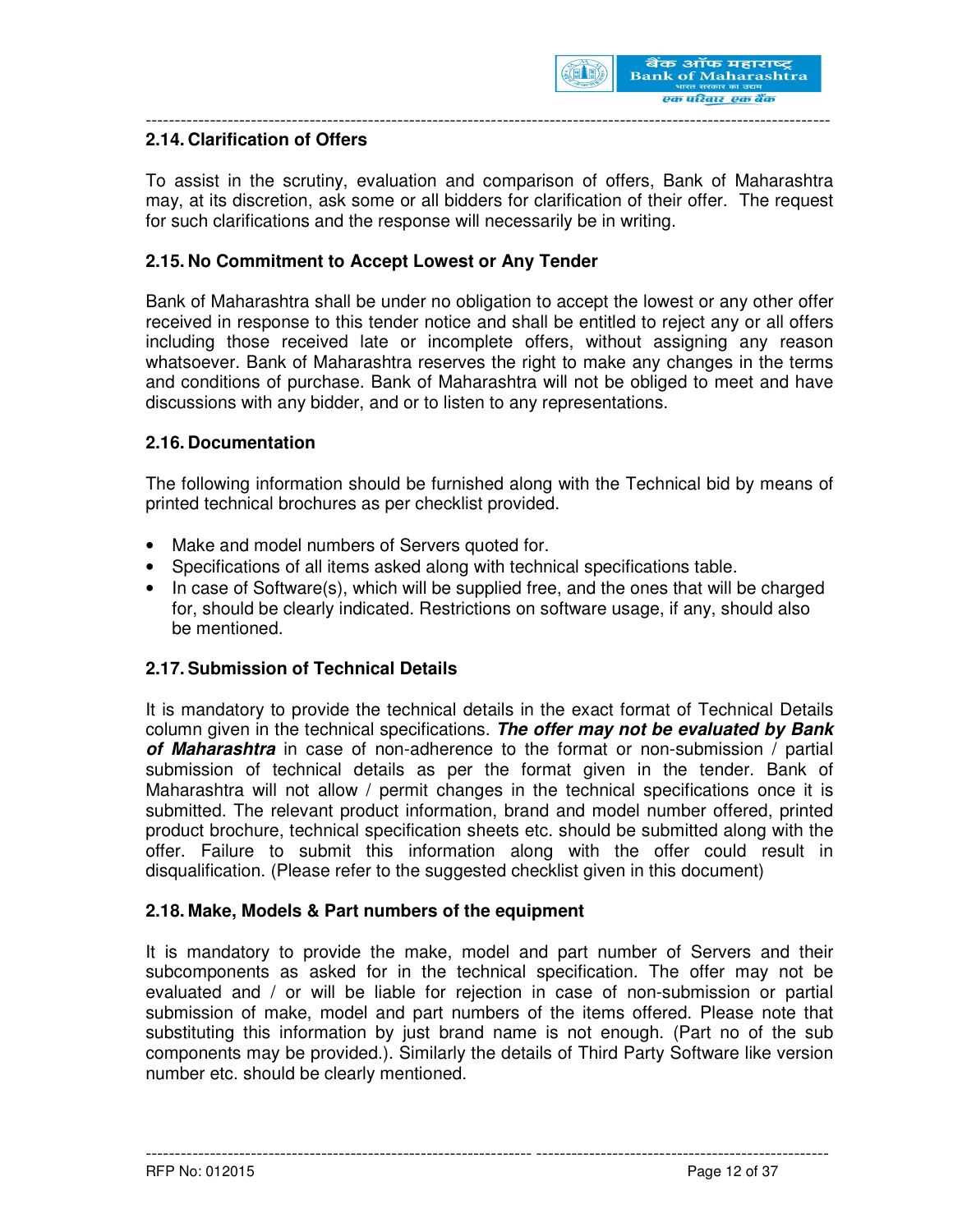### 2.14. Clarification of Offers

To assist in the scrutiny, evaluation and comparison of offers, Bank of Maharashtra may, at its discretion, ask some or all bidders for clarification of their offer. The request for such clarifications and the response will necessarily be in writing.

### 2.15. No Commitment to Accept Lowest or Any Tender

Bank of Maharashtra shall be under no obligation to accept the lowest or any other offer received in response to this tender notice and shall be entitled to reject any or all offers including those received late or incomplete offers, without assigning any reason whatsoever. Bank of Maharashtra reserves the right to make any changes in the terms and conditions of purchase. Bank of Maharashtra will not be obliged to meet and have discussions with any bidder, and or to listen to any representations.

### 2.16. Documentation

The following information should be furnished along with the Technical bid by means of printed technical brochures as per checklist provided.

- Make and model numbers of Servers quoted for.
- Specifications of all items asked along with technical specifications table.
- In case of Software(s), which will be supplied free, and the ones that will be charged for, should be clearly indicated. Restrictions on software usage, if any, should also be mentioned.

### 2.17. Submission of Technical Details

It is mandatory to provide the technical details in the exact format of Technical Details column given in the technical specifications. ***The offer may not be evaluated by Bank of Maharashtra*** in case of non-adherence to the format or non-submission / partial submission of technical details as per the format given in the tender. Bank of Maharashtra will not allow / permit changes in the technical specifications once it is submitted. The relevant product information, brand and model number offered, printed product brochure, technical specification sheets etc. should be submitted along with the offer. Failure to submit this information along with the offer could result in disqualification. (Please refer to the suggested checklist given in this document)

### 2.18. Make, Models & Part numbers of the equipment

It is mandatory to provide the make, model and part number of Servers and their subcomponents as asked for in the technical specification. The offer may not be evaluated and / or will be liable for rejection in case of non-submission or partial submission of make, model and part numbers of the items offered. Please note that substituting this information by just brand name is not enough. (Part no of the sub components may be provided.). Similarly the details of Third Party Software like version number etc. should be clearly mentioned.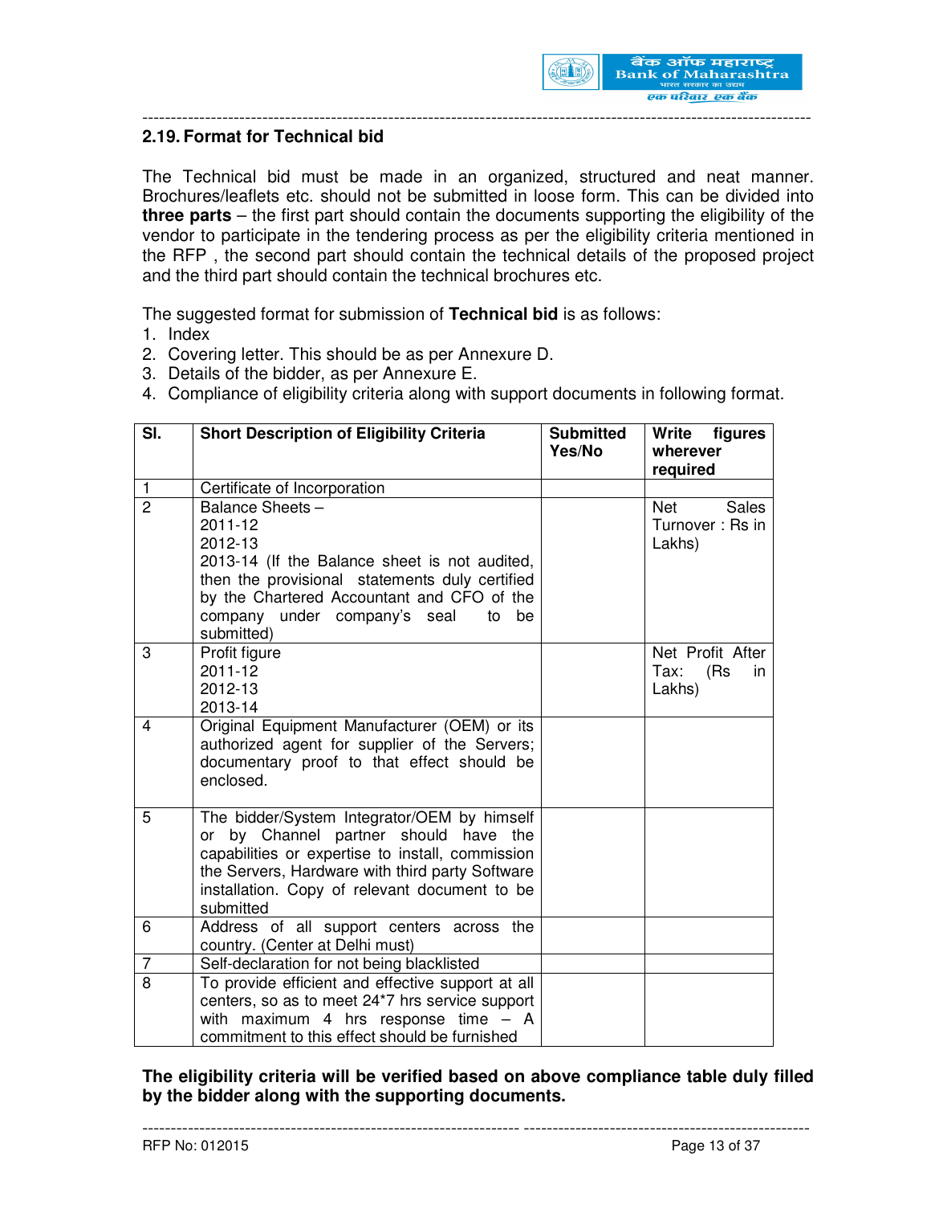## 2.19. Format for Technical bid

The Technical bid must be made in an organized, structured and neat manner. Brochures/leaflets etc. should not be submitted in loose form. This can be divided into **three parts** – the first part should contain the documents supporting the eligibility of the vendor to participate in the tendering process as per the eligibility criteria mentioned in the RFP , the second part should contain the technical details of the proposed project and the third part should contain the technical brochures etc.

The suggested format for submission of **Technical bid** is as follows:

1. Index
2. Covering letter. This should be as per Annexure D.
3. Details of the bidder, as per Annexure E.
4. Compliance of eligibility criteria along with support documents in following format.

| Sl. | Short Description of Eligibility Criteria | Submitted Yes/No | Write figures wherever required |
|---|---|---|---|
| 1 | Certificate of Incorporation | | |
| 2 | Balance Sheets –<br>2011-12<br>2012-13<br>2013-14 (If the Balance sheet is not audited, then the provisional statements duly certified by the Chartered Accountant and CFO of the company under company's seal to be submitted) | | Net Sales Turnover : Rs in Lakhs) |
| 3 | Profit figure<br>2011-12<br>2012-13<br>2013-14 | | Net Profit After Tax: (Rs in Lakhs) |
| 4 | Original Equipment Manufacturer (OEM) or its authorized agent for supplier of the Servers; documentary proof to that effect should be enclosed. | | |
| 5 | The bidder/System Integrator/OEM by himself or by Channel partner should have the capabilities or expertise to install, commission the Servers, Hardware with third party Software installation. Copy of relevant document to be submitted | | |
| 6 | Address of all support centers across the country. (Center at Delhi must) | | |
| 7 | Self-declaration for not being blacklisted | | |
| 8 | To provide efficient and effective support at all centers, so as to meet 24*7 hrs service support with maximum 4 hrs response time – A commitment to this effect should be furnished | | |

**The eligibility criteria will be verified based on above compliance table duly filled by the bidder along with the supporting documents.**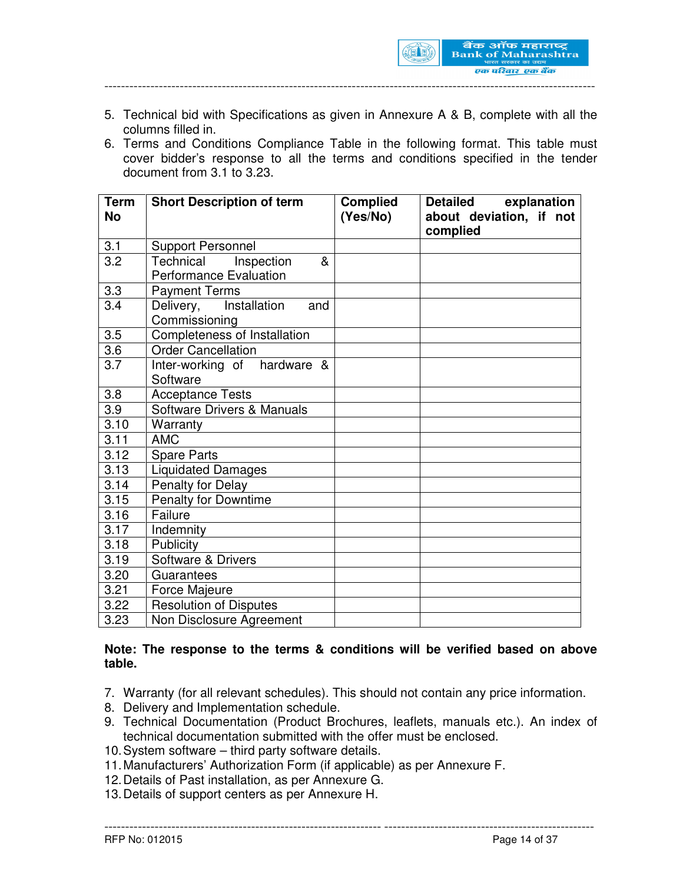5. Technical bid with Specifications as given in Annexure A & B, complete with all the columns filled in.
6. Terms and Conditions Compliance Table in the following format. This table must cover bidder's response to all the terms and conditions specified in the tender document from 3.1 to 3.23.

| Term No | Short Description of term | Complied (Yes/No) | Detailed explanation about deviation, if not complied |
|---|---|---|---|
| 3.1 | Support Personnel | | |
| 3.2 | Technical Inspection & Performance Evaluation | | |
| 3.3 | Payment Terms | | |
| 3.4 | Delivery, Installation and Commissioning | | |
| 3.5 | Completeness of Installation | | |
| 3.6 | Order Cancellation | | |
| 3.7 | Inter-working of hardware & Software | | |
| 3.8 | Acceptance Tests | | |
| 3.9 | Software Drivers & Manuals | | |
| 3.10 | Warranty | | |
| 3.11 | AMC | | |
| 3.12 | Spare Parts | | |
| 3.13 | Liquidated Damages | | |
| 3.14 | Penalty for Delay | | |
| 3.15 | Penalty for Downtime | | |
| 3.16 | Failure | | |
| 3.17 | Indemnity | | |
| 3.18 | Publicity | | |
| 3.19 | Software & Drivers | | |
| 3.20 | Guarantees | | |
| 3.21 | Force Majeure | | |
| 3.22 | Resolution of Disputes | | |
| 3.23 | Non Disclosure Agreement | | |

**Note: The response to the terms & conditions will be verified based on above table.**

7. Warranty (for all relevant schedules). This should not contain any price information.
8. Delivery and Implementation schedule.
9. Technical Documentation (Product Brochures, leaflets, manuals etc.). An index of technical documentation submitted with the offer must be enclosed.
10. System software – third party software details.
11. Manufacturers' Authorization Form (if applicable) as per Annexure F.
12. Details of Past installation, as per Annexure G.
13. Details of support centers as per Annexure H.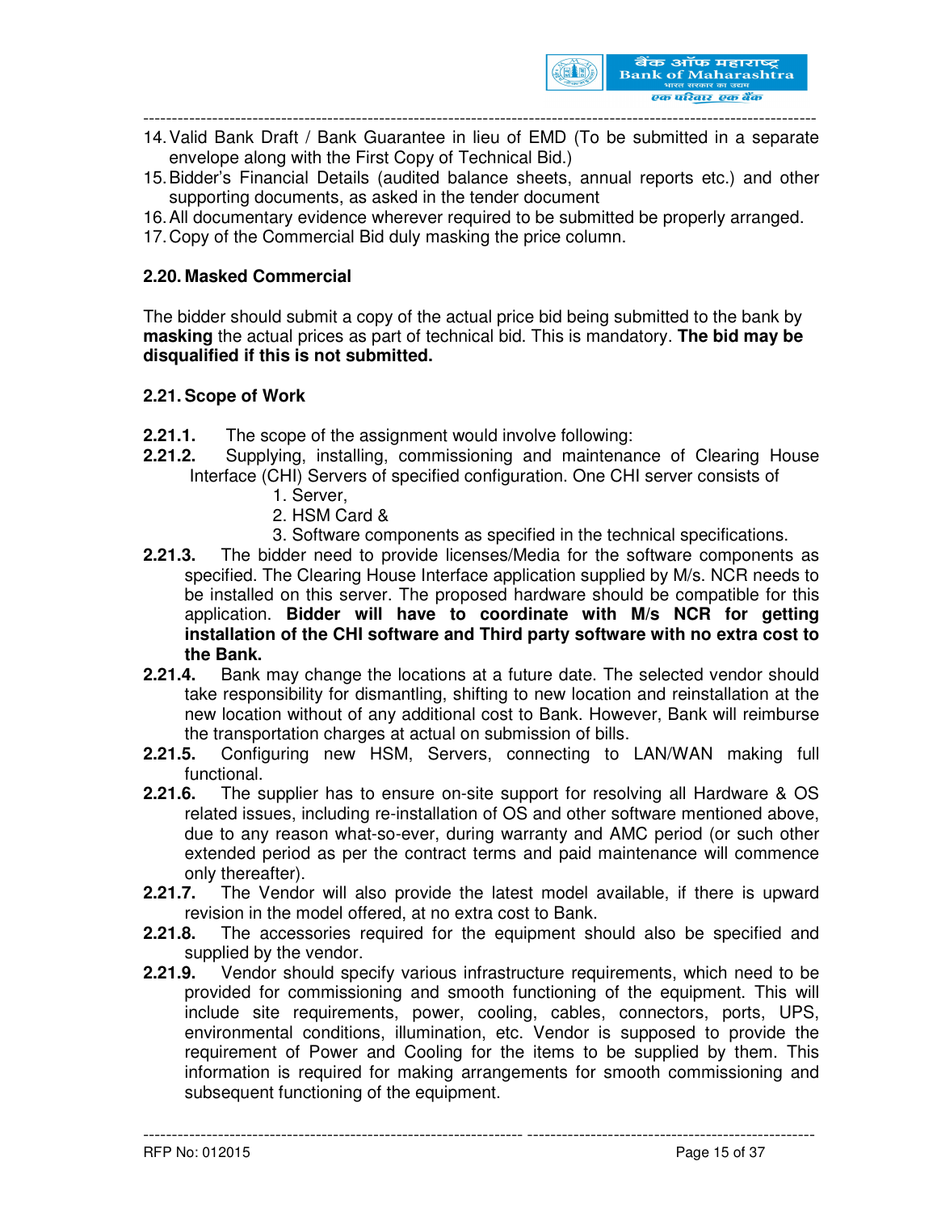14. Valid Bank Draft / Bank Guarantee in lieu of EMD (To be submitted in a separate envelope along with the First Copy of Technical Bid.)
15. Bidder's Financial Details (audited balance sheets, annual reports etc.) and other supporting documents, as asked in the tender document
16. All documentary evidence wherever required to be submitted be properly arranged.
17. Copy of the Commercial Bid duly masking the price column.

### 2.20. Masked Commercial

The bidder should submit a copy of the actual price bid being submitted to the bank by **masking** the actual prices as part of technical bid. This is mandatory. **The bid may be disqualified if this is not submitted.**

### 2.21. Scope of Work

**2.21.1.** The scope of the assignment would involve following:

**2.21.2.** Supplying, installing, commissioning and maintenance of Clearing House Interface (CHI) Servers of specified configuration. One CHI server consists of

1. Server,
2. HSM Card &
3. Software components as specified in the technical specifications.

**2.21.3.** The bidder need to provide licenses/Media for the software components as specified. The Clearing House Interface application supplied by M/s. NCR needs to be installed on this server. The proposed hardware should be compatible for this application. **Bidder will have to coordinate with M/s NCR for getting installation of the CHI software and Third party software with no extra cost to the Bank.**

**2.21.4.** Bank may change the locations at a future date. The selected vendor should take responsibility for dismantling, shifting to new location and reinstallation at the new location without of any additional cost to Bank. However, Bank will reimburse the transportation charges at actual on submission of bills.

**2.21.5.** Configuring new HSM, Servers, connecting to LAN/WAN making full functional.

**2.21.6.** The supplier has to ensure on-site support for resolving all Hardware & OS related issues, including re-installation of OS and other software mentioned above, due to any reason what-so-ever, during warranty and AMC period (or such other extended period as per the contract terms and paid maintenance will commence only thereafter).

**2.21.7.** The Vendor will also provide the latest model available, if there is upward revision in the model offered, at no extra cost to Bank.

**2.21.8.** The accessories required for the equipment should also be specified and supplied by the vendor.

**2.21.9.** Vendor should specify various infrastructure requirements, which need to be provided for commissioning and smooth functioning of the equipment. This will include site requirements, power, cooling, cables, connectors, ports, UPS, environmental conditions, illumination, etc. Vendor is supposed to provide the requirement of Power and Cooling for the items to be supplied by them. This information is required for making arrangements for smooth commissioning and subsequent functioning of the equipment.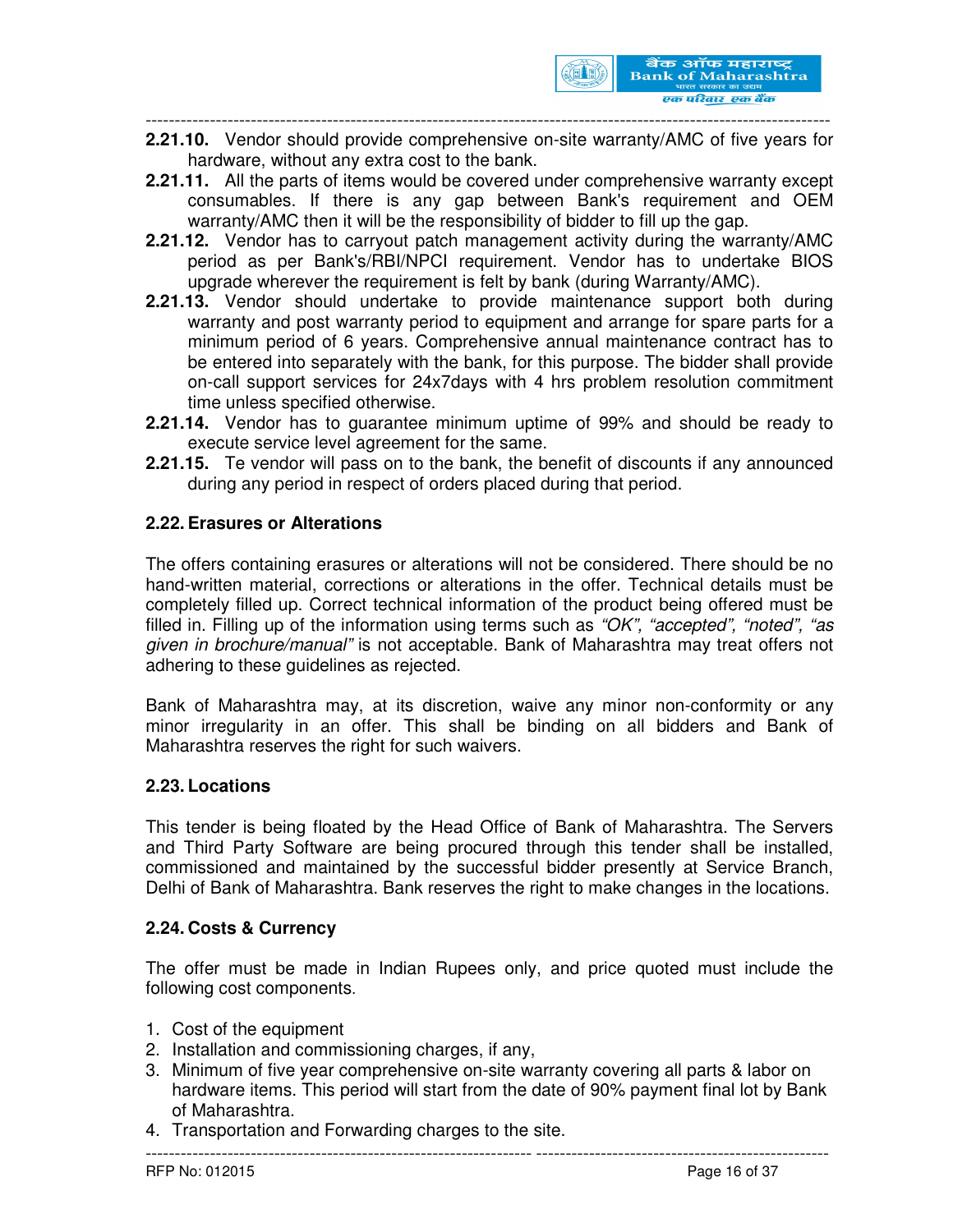**2.21.10.** Vendor should provide comprehensive on-site warranty/AMC of five years for hardware, without any extra cost to the bank.

**2.21.11.** All the parts of items would be covered under comprehensive warranty except consumables. If there is any gap between Bank's requirement and OEM warranty/AMC then it will be the responsibility of bidder to fill up the gap.

**2.21.12.** Vendor has to carryout patch management activity during the warranty/AMC period as per Bank's/RBI/NPCI requirement. Vendor has to undertake BIOS upgrade wherever the requirement is felt by bank (during Warranty/AMC).

**2.21.13.** Vendor should undertake to provide maintenance support both during warranty and post warranty period to equipment and arrange for spare parts for a minimum period of 6 years. Comprehensive annual maintenance contract has to be entered into separately with the bank, for this purpose. The bidder shall provide on-call support services for 24x7days with 4 hrs problem resolution commitment time unless specified otherwise.

**2.21.14.** Vendor has to guarantee minimum uptime of 99% and should be ready to execute service level agreement for the same.

**2.21.15.** Te vendor will pass on to the bank, the benefit of discounts if any announced during any period in respect of orders placed during that period.

## 2.22. Erasures or Alterations

The offers containing erasures or alterations will not be considered. There should be no hand-written material, corrections or alterations in the offer. Technical details must be completely filled up. Correct technical information of the product being offered must be filled in. Filling up of the information using terms such as *"OK", "accepted", "noted", "as given in brochure/manual"* is not acceptable. Bank of Maharashtra may treat offers not adhering to these guidelines as rejected.

Bank of Maharashtra may, at its discretion, waive any minor non-conformity or any minor irregularity in an offer. This shall be binding on all bidders and Bank of Maharashtra reserves the right for such waivers.

## 2.23. Locations

This tender is being floated by the Head Office of Bank of Maharashtra. The Servers and Third Party Software are being procured through this tender shall be installed, commissioned and maintained by the successful bidder presently at Service Branch, Delhi of Bank of Maharashtra. Bank reserves the right to make changes in the locations.

## 2.24. Costs & Currency

The offer must be made in Indian Rupees only, and price quoted must include the following cost components.

1. Cost of the equipment
2. Installation and commissioning charges, if any,
3. Minimum of five year comprehensive on-site warranty covering all parts & labor on hardware items. This period will start from the date of 90% payment final lot by Bank of Maharashtra.
4. Transportation and Forwarding charges to the site.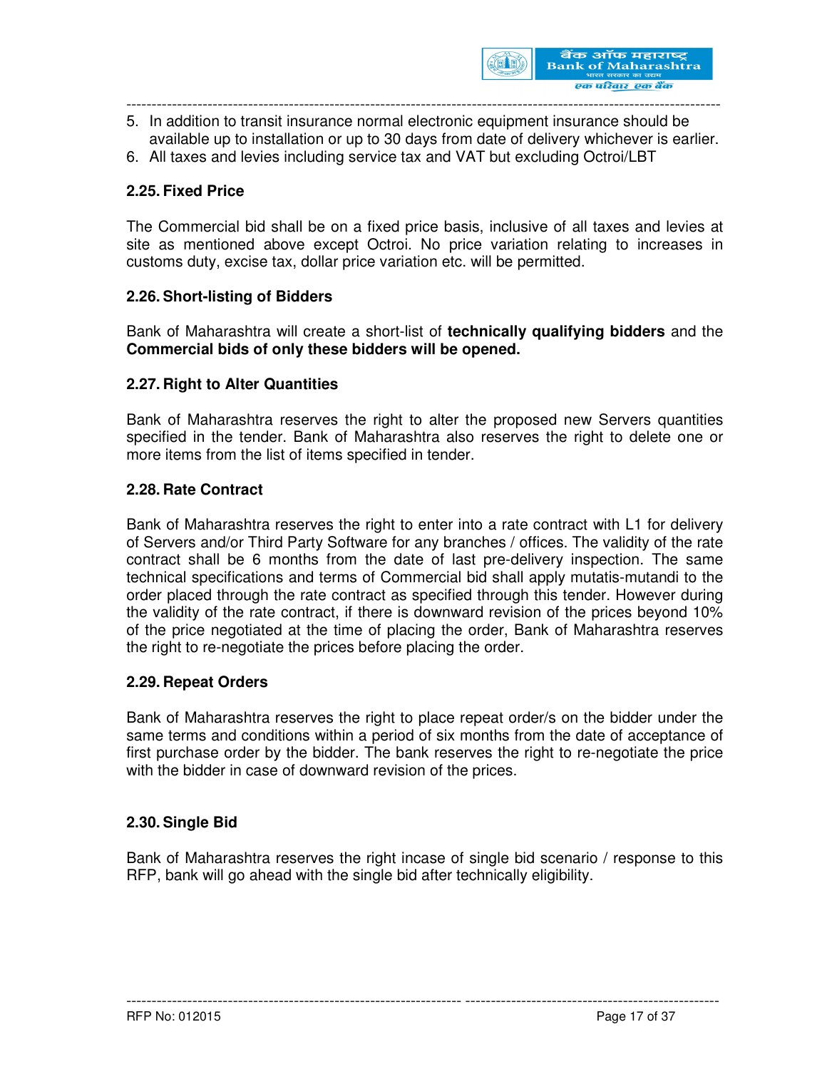5. In addition to transit insurance normal electronic equipment insurance should be available up to installation or up to 30 days from date of delivery whichever is earlier.
6. All taxes and levies including service tax and VAT but excluding Octroi/LBT

### 2.25. Fixed Price

The Commercial bid shall be on a fixed price basis, inclusive of all taxes and levies at site as mentioned above except Octroi. No price variation relating to increases in customs duty, excise tax, dollar price variation etc. will be permitted.

### 2.26. Short-listing of Bidders

Bank of Maharashtra will create a short-list of **technically qualifying bidders** and the **Commercial bids of only these bidders will be opened.**

### 2.27. Right to Alter Quantities

Bank of Maharashtra reserves the right to alter the proposed new Servers quantities specified in the tender. Bank of Maharashtra also reserves the right to delete one or more items from the list of items specified in tender.

### 2.28. Rate Contract

Bank of Maharashtra reserves the right to enter into a rate contract with L1 for delivery of Servers and/or Third Party Software for any branches / offices. The validity of the rate contract shall be 6 months from the date of last pre-delivery inspection. The same technical specifications and terms of Commercial bid shall apply mutatis-mutandi to the order placed through the rate contract as specified through this tender. However during the validity of the rate contract, if there is downward revision of the prices beyond 10% of the price negotiated at the time of placing the order, Bank of Maharashtra reserves the right to re-negotiate the prices before placing the order.

### 2.29. Repeat Orders

Bank of Maharashtra reserves the right to place repeat order/s on the bidder under the same terms and conditions within a period of six months from the date of acceptance of first purchase order by the bidder. The bank reserves the right to re-negotiate the price with the bidder in case of downward revision of the prices.

### 2.30. Single Bid

Bank of Maharashtra reserves the right incase of single bid scenario / response to this RFP, bank will go ahead with the single bid after technically eligibility.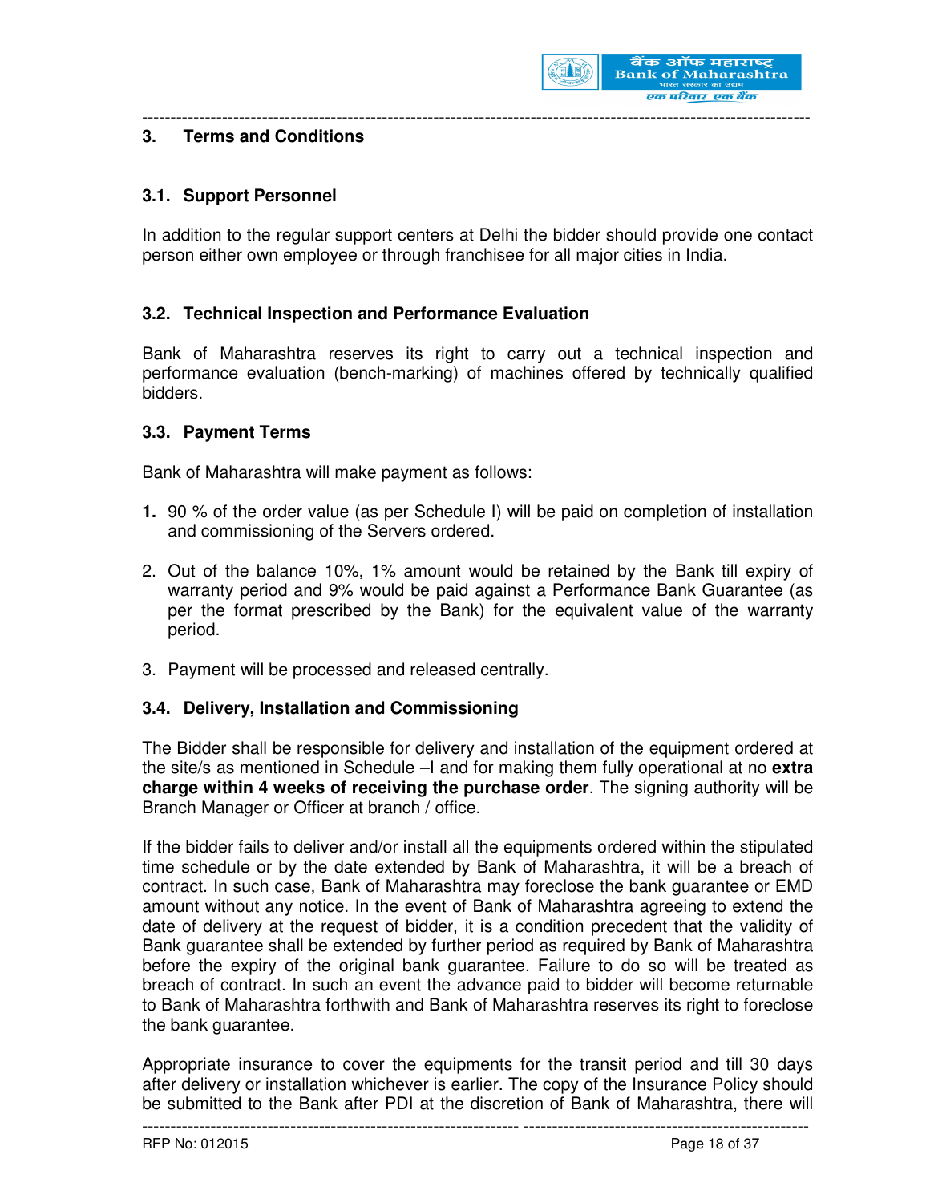## 3. Terms and Conditions

### 3.1. Support Personnel

In addition to the regular support centers at Delhi the bidder should provide one contact person either own employee or through franchisee for all major cities in India.

### 3.2. Technical Inspection and Performance Evaluation

Bank of Maharashtra reserves its right to carry out a technical inspection and performance evaluation (bench-marking) of machines offered by technically qualified bidders.

### 3.3. Payment Terms

Bank of Maharashtra will make payment as follows:

1. 90 % of the order value (as per Schedule I) will be paid on completion of installation and commissioning of the Servers ordered.
2. Out of the balance 10%, 1% amount would be retained by the Bank till expiry of warranty period and 9% would be paid against a Performance Bank Guarantee (as per the format prescribed by the Bank) for the equivalent value of the warranty period.
3. Payment will be processed and released centrally.

### 3.4. Delivery, Installation and Commissioning

The Bidder shall be responsible for delivery and installation of the equipment ordered at the site/s as mentioned in Schedule –I and for making them fully operational at no **extra charge within 4 weeks of receiving the purchase order**. The signing authority will be Branch Manager or Officer at branch / office.

If the bidder fails to deliver and/or install all the equipments ordered within the stipulated time schedule or by the date extended by Bank of Maharashtra, it will be a breach of contract. In such case, Bank of Maharashtra may foreclose the bank guarantee or EMD amount without any notice. In the event of Bank of Maharashtra agreeing to extend the date of delivery at the request of bidder, it is a condition precedent that the validity of Bank guarantee shall be extended by further period as required by Bank of Maharashtra before the expiry of the original bank guarantee. Failure to do so will be treated as breach of contract. In such an event the advance paid to bidder will become returnable to Bank of Maharashtra forthwith and Bank of Maharashtra reserves its right to foreclose the bank guarantee.

Appropriate insurance to cover the equipments for the transit period and till 30 days after delivery or installation whichever is earlier. The copy of the Insurance Policy should be submitted to the Bank after PDI at the discretion of Bank of Maharashtra, there will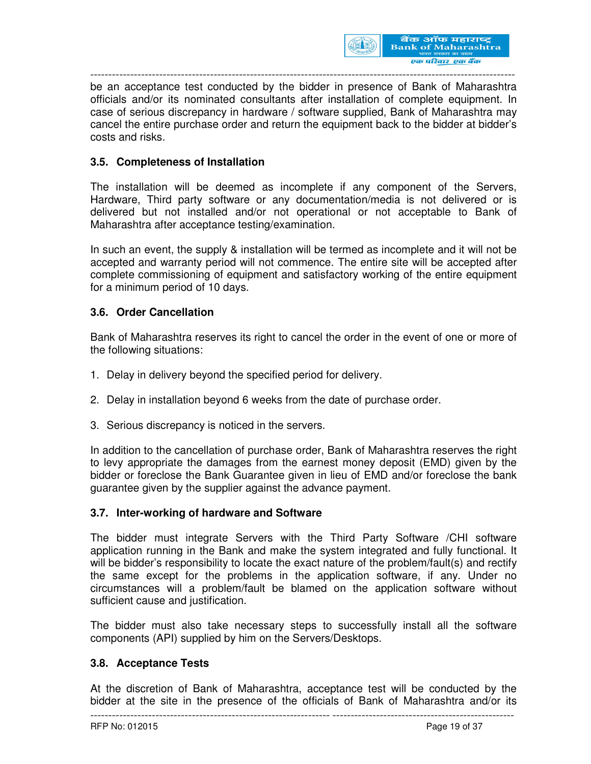be an acceptance test conducted by the bidder in presence of Bank of Maharashtra officials and/or its nominated consultants after installation of complete equipment. In case of serious discrepancy in hardware / software supplied, Bank of Maharashtra may cancel the entire purchase order and return the equipment back to the bidder at bidder's costs and risks.

### 3.5. Completeness of Installation

The installation will be deemed as incomplete if any component of the Servers, Hardware, Third party software or any documentation/media is not delivered or is delivered but not installed and/or not operational or not acceptable to Bank of Maharashtra after acceptance testing/examination.

In such an event, the supply & installation will be termed as incomplete and it will not be accepted and warranty period will not commence. The entire site will be accepted after complete commissioning of equipment and satisfactory working of the entire equipment for a minimum period of 10 days.

### 3.6. Order Cancellation

Bank of Maharashtra reserves its right to cancel the order in the event of one or more of the following situations:

1. Delay in delivery beyond the specified period for delivery.
2. Delay in installation beyond 6 weeks from the date of purchase order.
3. Serious discrepancy is noticed in the servers.

In addition to the cancellation of purchase order, Bank of Maharashtra reserves the right to levy appropriate the damages from the earnest money deposit (EMD) given by the bidder or foreclose the Bank Guarantee given in lieu of EMD and/or foreclose the bank guarantee given by the supplier against the advance payment.

### 3.7. Inter-working of hardware and Software

The bidder must integrate Servers with the Third Party Software /CHI software application running in the Bank and make the system integrated and fully functional. It will be bidder's responsibility to locate the exact nature of the problem/fault(s) and rectify the same except for the problems in the application software, if any. Under no circumstances will a problem/fault be blamed on the application software without sufficient cause and justification.

The bidder must also take necessary steps to successfully install all the software components (API) supplied by him on the Servers/Desktops.

### 3.8. Acceptance Tests

At the discretion of Bank of Maharashtra, acceptance test will be conducted by the bidder at the site in the presence of the officials of Bank of Maharashtra and/or its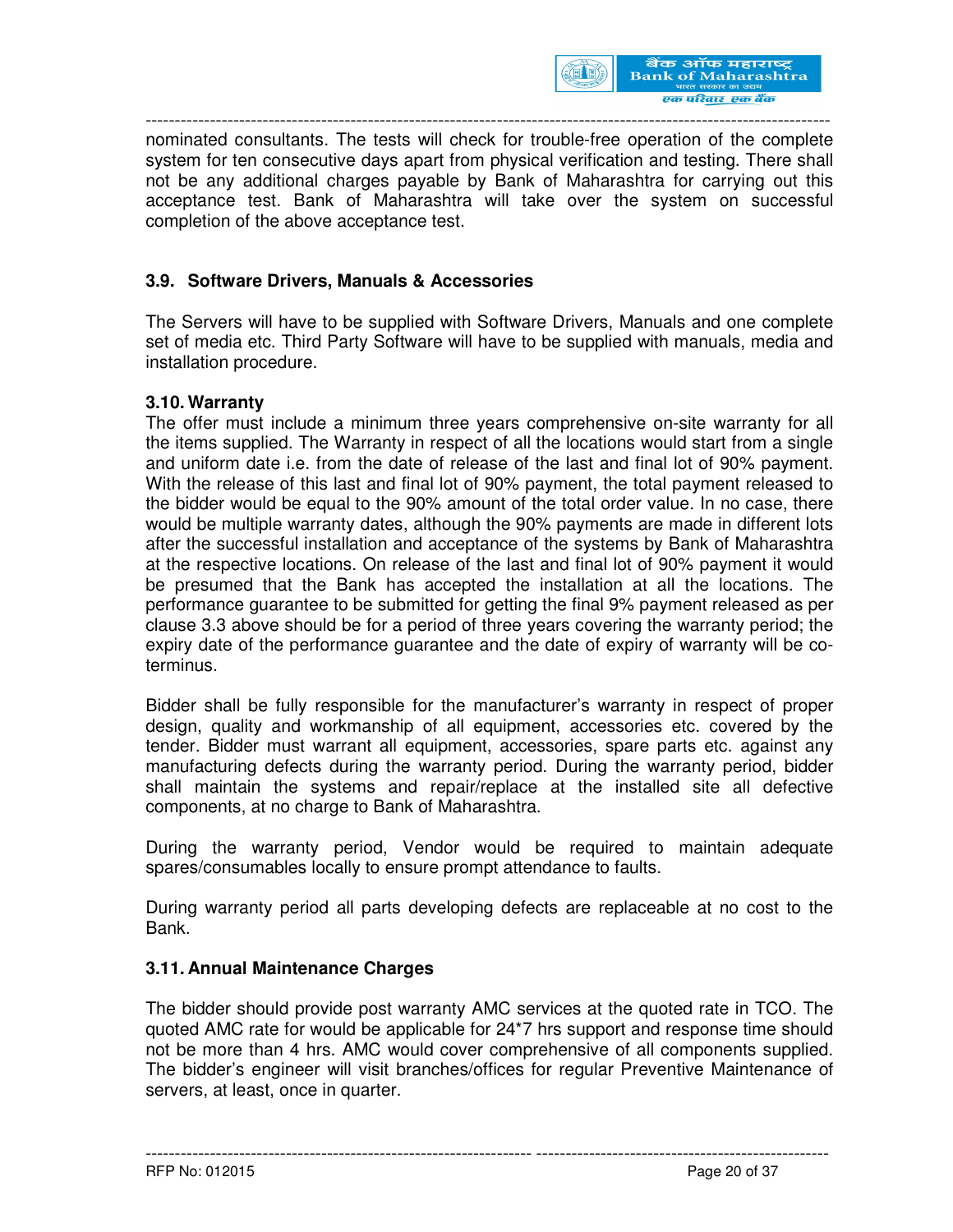nominated consultants. The tests will check for trouble-free operation of the complete system for ten consecutive days apart from physical verification and testing. There shall not be any additional charges payable by Bank of Maharashtra for carrying out this acceptance test. Bank of Maharashtra will take over the system on successful completion of the above acceptance test.

### 3.9. Software Drivers, Manuals & Accessories

The Servers will have to be supplied with Software Drivers, Manuals and one complete set of media etc. Third Party Software will have to be supplied with manuals, media and installation procedure.

### 3.10. Warranty

The offer must include a minimum three years comprehensive on-site warranty for all the items supplied. The Warranty in respect of all the locations would start from a single and uniform date i.e. from the date of release of the last and final lot of 90% payment. With the release of this last and final lot of 90% payment, the total payment released to the bidder would be equal to the 90% amount of the total order value. In no case, there would be multiple warranty dates, although the 90% payments are made in different lots after the successful installation and acceptance of the systems by Bank of Maharashtra at the respective locations. On release of the last and final lot of 90% payment it would be presumed that the Bank has accepted the installation at all the locations. The performance guarantee to be submitted for getting the final 9% payment released as per clause 3.3 above should be for a period of three years covering the warranty period; the expiry date of the performance guarantee and the date of expiry of warranty will be co-terminus.

Bidder shall be fully responsible for the manufacturer's warranty in respect of proper design, quality and workmanship of all equipment, accessories etc. covered by the tender. Bidder must warrant all equipment, accessories, spare parts etc. against any manufacturing defects during the warranty period. During the warranty period, bidder shall maintain the systems and repair/replace at the installed site all defective components, at no charge to Bank of Maharashtra.

During the warranty period, Vendor would be required to maintain adequate spares/consumables locally to ensure prompt attendance to faults.

During warranty period all parts developing defects are replaceable at no cost to the Bank.

### 3.11. Annual Maintenance Charges

The bidder should provide post warranty AMC services at the quoted rate in TCO. The quoted AMC rate for would be applicable for 24*7 hrs support and response time should not be more than 4 hrs. AMC would cover comprehensive of all components supplied. The bidder's engineer will visit branches/offices for regular Preventive Maintenance of servers, at least, once in quarter.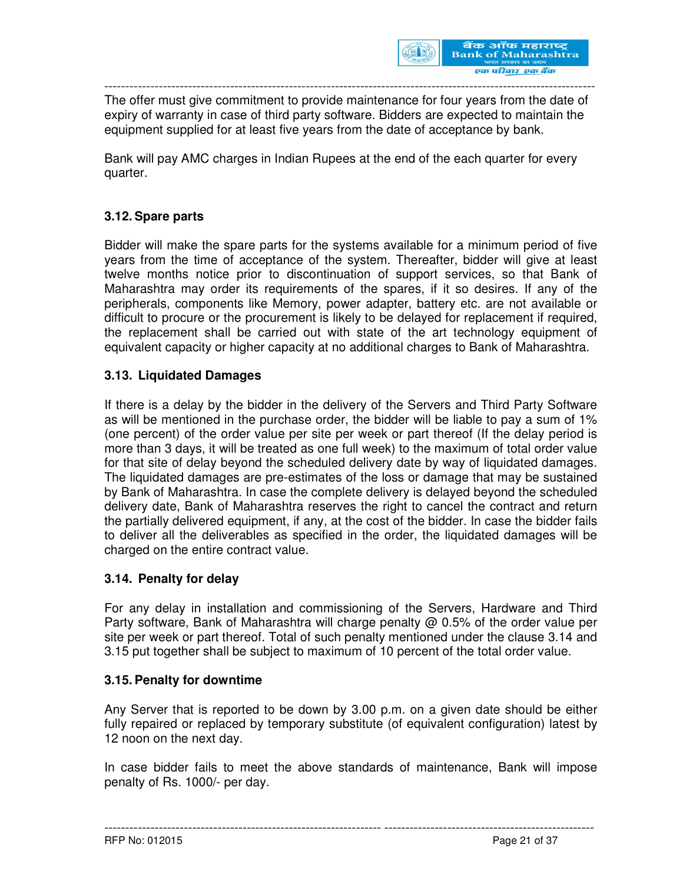The offer must give commitment to provide maintenance for four years from the date of expiry of warranty in case of third party software. Bidders are expected to maintain the equipment supplied for at least five years from the date of acceptance by bank.

Bank will pay AMC charges in Indian Rupees at the end of the each quarter for every quarter.

### 3.12. Spare parts

Bidder will make the spare parts for the systems available for a minimum period of five years from the time of acceptance of the system. Thereafter, bidder will give at least twelve months notice prior to discontinuation of support services, so that Bank of Maharashtra may order its requirements of the spares, if it so desires. If any of the peripherals, components like Memory, power adapter, battery etc. are not available or difficult to procure or the procurement is likely to be delayed for replacement if required, the replacement shall be carried out with state of the art technology equipment of equivalent capacity or higher capacity at no additional charges to Bank of Maharashtra.

### 3.13. Liquidated Damages

If there is a delay by the bidder in the delivery of the Servers and Third Party Software as will be mentioned in the purchase order, the bidder will be liable to pay a sum of 1% (one percent) of the order value per site per week or part thereof (If the delay period is more than 3 days, it will be treated as one full week) to the maximum of total order value for that site of delay beyond the scheduled delivery date by way of liquidated damages. The liquidated damages are pre-estimates of the loss or damage that may be sustained by Bank of Maharashtra. In case the complete delivery is delayed beyond the scheduled delivery date, Bank of Maharashtra reserves the right to cancel the contract and return the partially delivered equipment, if any, at the cost of the bidder. In case the bidder fails to deliver all the deliverables as specified in the order, the liquidated damages will be charged on the entire contract value.

### 3.14. Penalty for delay

For any delay in installation and commissioning of the Servers, Hardware and Third Party software, Bank of Maharashtra will charge penalty @ 0.5% of the order value per site per week or part thereof. Total of such penalty mentioned under the clause 3.14 and 3.15 put together shall be subject to maximum of 10 percent of the total order value.

### 3.15. Penalty for downtime

Any Server that is reported to be down by 3.00 p.m. on a given date should be either fully repaired or replaced by temporary substitute (of equivalent configuration) latest by 12 noon on the next day.

In case bidder fails to meet the above standards of maintenance, Bank will impose penalty of Rs. 1000/- per day.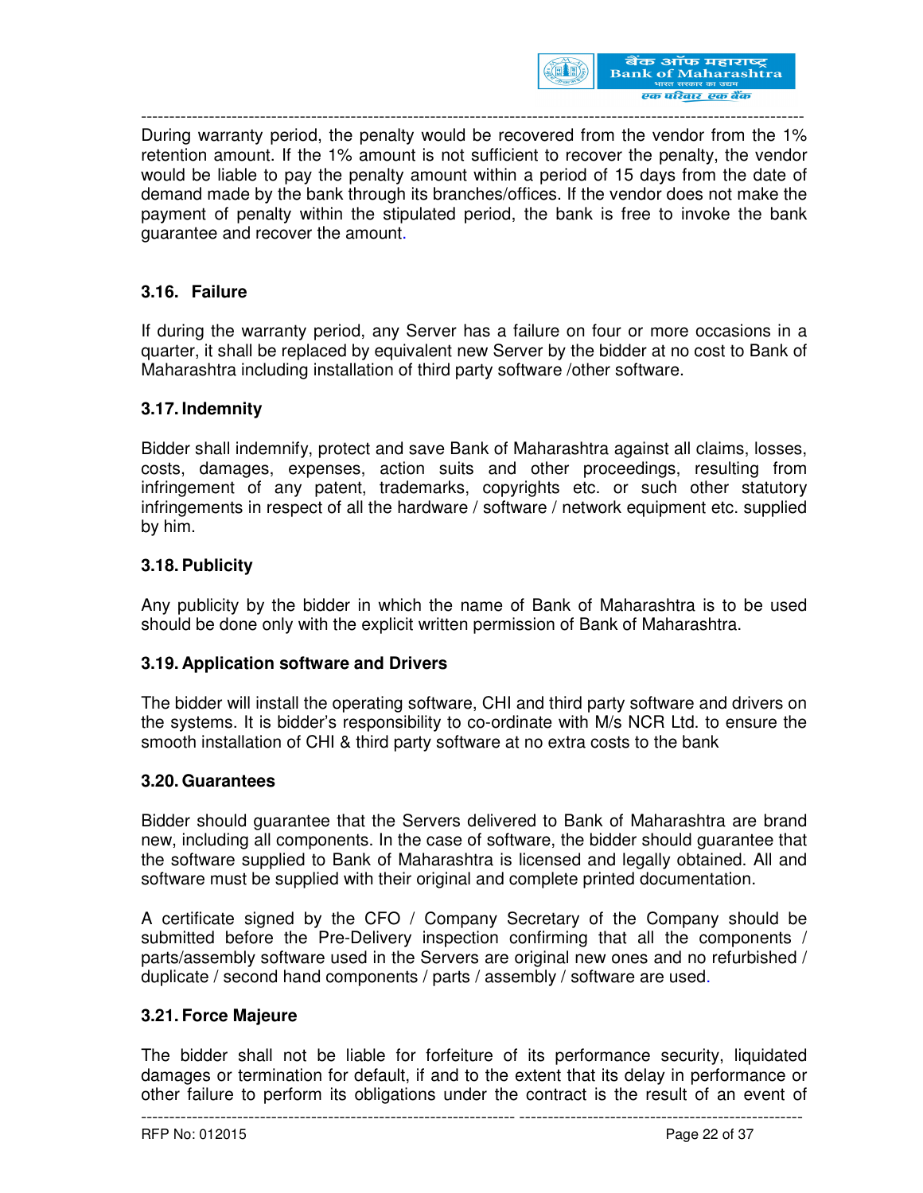During warranty period, the penalty would be recovered from the vendor from the 1% retention amount. If the 1% amount is not sufficient to recover the penalty, the vendor would be liable to pay the penalty amount within a period of 15 days from the date of demand made by the bank through its branches/offices. If the vendor does not make the payment of penalty within the stipulated period, the bank is free to invoke the bank guarantee and recover the amount.

### 3.16. Failure

If during the warranty period, any Server has a failure on four or more occasions in a quarter, it shall be replaced by equivalent new Server by the bidder at no cost to Bank of Maharashtra including installation of third party software /other software.

### 3.17. Indemnity

Bidder shall indemnify, protect and save Bank of Maharashtra against all claims, losses, costs, damages, expenses, action suits and other proceedings, resulting from infringement of any patent, trademarks, copyrights etc. or such other statutory infringements in respect of all the hardware / software / network equipment etc. supplied by him.

### 3.18. Publicity

Any publicity by the bidder in which the name of Bank of Maharashtra is to be used should be done only with the explicit written permission of Bank of Maharashtra.

### 3.19. Application software and Drivers

The bidder will install the operating software, CHI and third party software and drivers on the systems. It is bidder's responsibility to co-ordinate with M/s NCR Ltd. to ensure the smooth installation of CHI & third party software at no extra costs to the bank

### 3.20. Guarantees

Bidder should guarantee that the Servers delivered to Bank of Maharashtra are brand new, including all components. In the case of software, the bidder should guarantee that the software supplied to Bank of Maharashtra is licensed and legally obtained. All and software must be supplied with their original and complete printed documentation.

A certificate signed by the CFO / Company Secretary of the Company should be submitted before the Pre-Delivery inspection confirming that all the components / parts/assembly software used in the Servers are original new ones and no refurbished / duplicate / second hand components / parts / assembly / software are used.

### 3.21. Force Majeure

The bidder shall not be liable for forfeiture of its performance security, liquidated damages or termination for default, if and to the extent that its delay in performance or other failure to perform its obligations under the contract is the result of an event of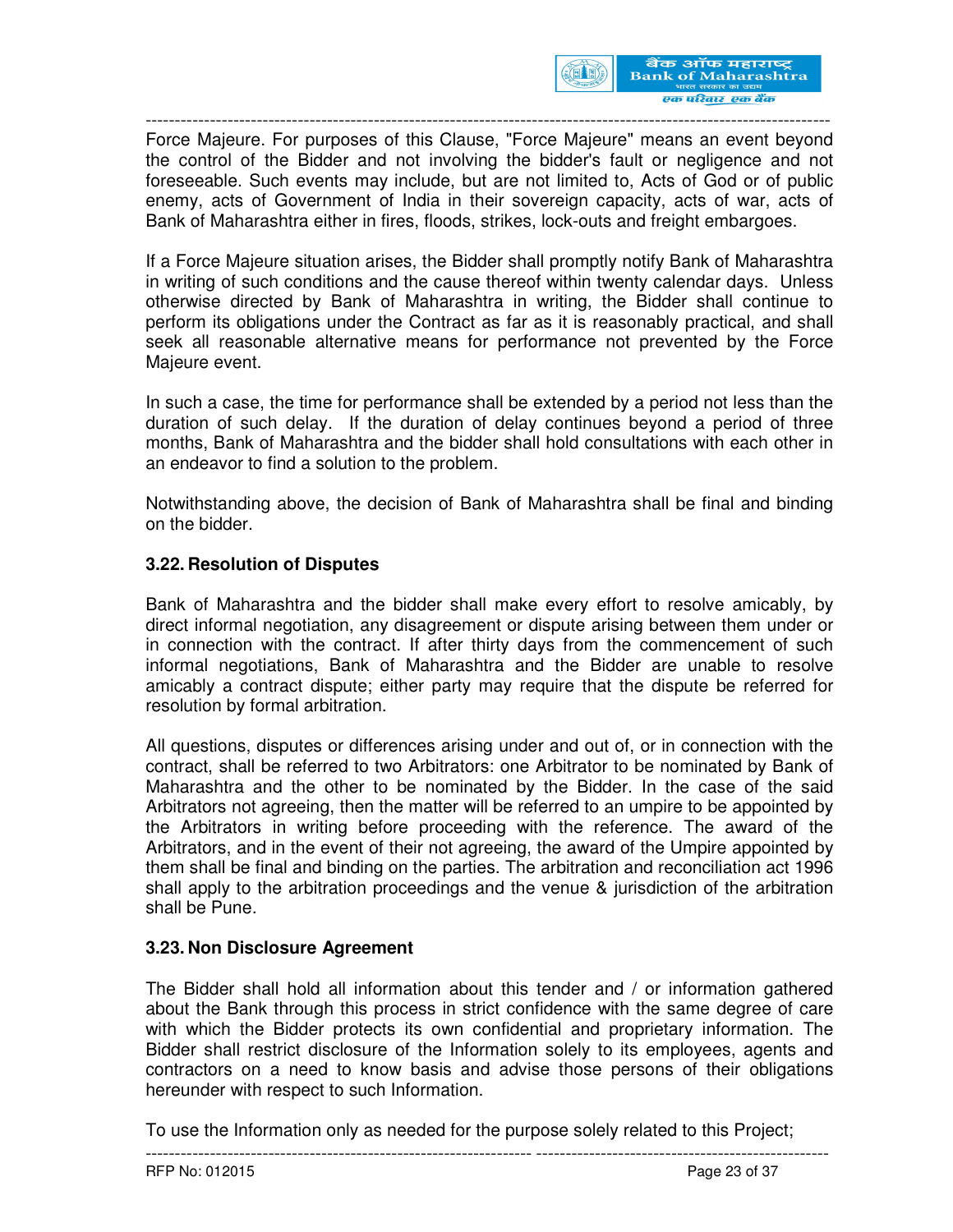Force Majeure. For purposes of this Clause, "Force Majeure" means an event beyond the control of the Bidder and not involving the bidder's fault or negligence and not foreseeable. Such events may include, but are not limited to, Acts of God or of public enemy, acts of Government of India in their sovereign capacity, acts of war, acts of Bank of Maharashtra either in fires, floods, strikes, lock-outs and freight embargoes.

If a Force Majeure situation arises, the Bidder shall promptly notify Bank of Maharashtra in writing of such conditions and the cause thereof within twenty calendar days. Unless otherwise directed by Bank of Maharashtra in writing, the Bidder shall continue to perform its obligations under the Contract as far as it is reasonably practical, and shall seek all reasonable alternative means for performance not prevented by the Force Majeure event.

In such a case, the time for performance shall be extended by a period not less than the duration of such delay. If the duration of delay continues beyond a period of three months, Bank of Maharashtra and the bidder shall hold consultations with each other in an endeavor to find a solution to the problem.

Notwithstanding above, the decision of Bank of Maharashtra shall be final and binding on the bidder.

### 3.22. Resolution of Disputes

Bank of Maharashtra and the bidder shall make every effort to resolve amicably, by direct informal negotiation, any disagreement or dispute arising between them under or in connection with the contract. If after thirty days from the commencement of such informal negotiations, Bank of Maharashtra and the Bidder are unable to resolve amicably a contract dispute; either party may require that the dispute be referred for resolution by formal arbitration.

All questions, disputes or differences arising under and out of, or in connection with the contract, shall be referred to two Arbitrators: one Arbitrator to be nominated by Bank of Maharashtra and the other to be nominated by the Bidder. In the case of the said Arbitrators not agreeing, then the matter will be referred to an umpire to be appointed by the Arbitrators in writing before proceeding with the reference. The award of the Arbitrators, and in the event of their not agreeing, the award of the Umpire appointed by them shall be final and binding on the parties. The arbitration and reconciliation act 1996 shall apply to the arbitration proceedings and the venue & jurisdiction of the arbitration shall be Pune.

### 3.23. Non Disclosure Agreement

The Bidder shall hold all information about this tender and / or information gathered about the Bank through this process in strict confidence with the same degree of care with which the Bidder protects its own confidential and proprietary information. The Bidder shall restrict disclosure of the Information solely to its employees, agents and contractors on a need to know basis and advise those persons of their obligations hereunder with respect to such Information.

To use the Information only as needed for the purpose solely related to this Project;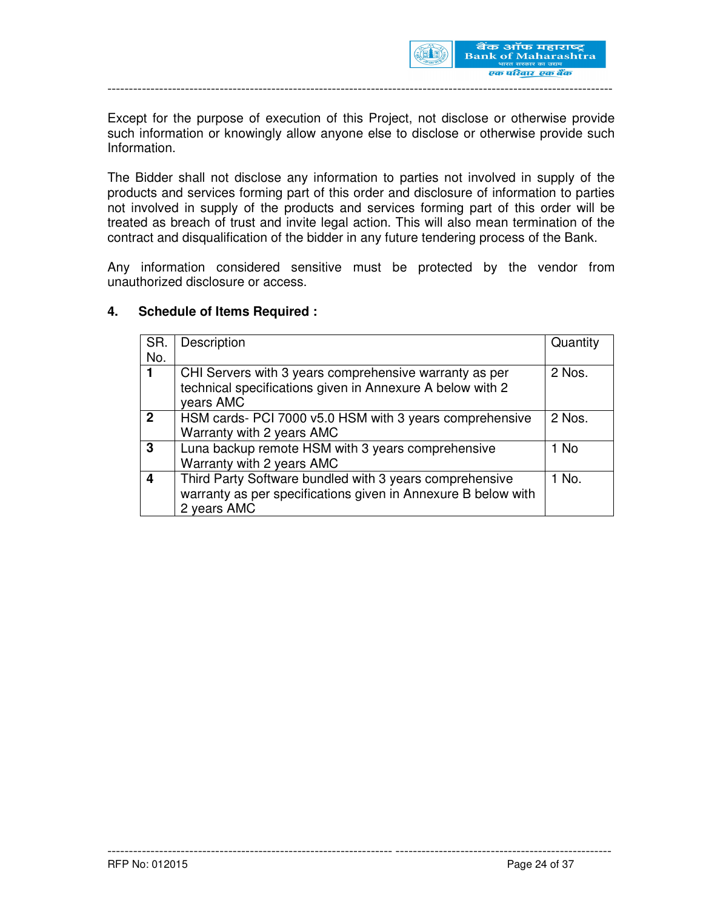Except for the purpose of execution of this Project, not disclose or otherwise provide such information or knowingly allow anyone else to disclose or otherwise provide such Information.

The Bidder shall not disclose any information to parties not involved in supply of the products and services forming part of this order and disclosure of information to parties not involved in supply of the products and services forming part of this order will be treated as breach of trust and invite legal action. This will also mean termination of the contract and disqualification of the bidder in any future tendering process of the Bank.

Any information considered sensitive must be protected by the vendor from unauthorized disclosure or access.

## 4. Schedule of Items Required :

| SR. No. | Description | Quantity |
|---|---|---|
| **1** | CHI Servers with 3 years comprehensive warranty as per technical specifications given in Annexure A below with 2 years AMC | 2 Nos. |
| **2** | HSM cards- PCI 7000 v5.0 HSM with 3 years comprehensive Warranty with 2 years AMC | 2 Nos. |
| **3** | Luna backup remote HSM with 3 years comprehensive Warranty with 2 years AMC | 1 No |
| **4** | Third Party Software bundled with 3 years comprehensive warranty as per specifications given in Annexure B below with 2 years AMC | 1 No. |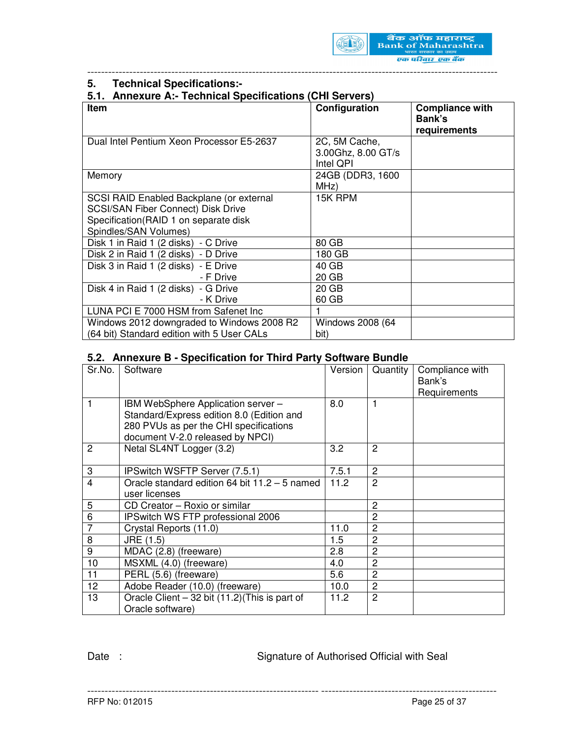## 5. Technical Specifications:-

### 5.1. Annexure A:- Technical Specifications (CHI Servers)

| Item | Configuration | Compliance with Bank's requirements |
|---|---|---|
| Dual Intel Pentium Xeon Processor E5-2637 | 2C, 5M Cache, 3.00Ghz, 8.00 GT/s Intel QPI | |
| Memory | 24GB (DDR3, 1600 MHz) | |
| SCSI RAID Enabled Backplane (or external SCSI/SAN Fiber Connect) Disk Drive Specification(RAID 1 on separate disk Spindles/SAN Volumes) | 15K RPM | |
| Disk 1 in Raid 1 (2 disks) - C Drive | 80 GB | |
| Disk 2 in Raid 1 (2 disks) - D Drive | 180 GB | |
| Disk 3 in Raid 1 (2 disks) - E Drive<br>- F Drive | 40 GB<br>20 GB | |
| Disk 4 in Raid 1 (2 disks) - G Drive<br>- K Drive | 20 GB<br>60 GB | |
| LUNA PCI E 7000 HSM from Safenet Inc | 1 | |
| Windows 2012 downgraded to Windows 2008 R2 (64 bit) Standard edition with 5 User CALs | Windows 2008 (64 bit) | |

### 5.2. Annexure B - Specification for Third Party Software Bundle

| Sr.No. | Software | Version | Quantity | Compliance with Bank's Requirements |
|---|---|---|---|---|
| 1 | IBM WebSphere Application server – Standard/Express edition 8.0 (Edition and 280 PVUs as per the CHI specifications document V-2.0 released by NPCI) | 8.0 | 1 | |
| 2 | Netal SL4NT Logger (3.2) | 3.2 | 2 | |
| 3 | IPSwitch WSFTP Server (7.5.1) | 7.5.1 | 2 | |
| 4 | Oracle standard edition 64 bit 11.2 – 5 named user licenses | 11.2 | 2 | |
| 5 | CD Creator – Roxio or similar | | 2 | |
| 6 | IPSwitch WS FTP professional 2006 | | 2 | |
| 7 | Crystal Reports (11.0) | 11.0 | 2 | |
| 8 | JRE (1.5) | 1.5 | 2 | |
| 9 | MDAC (2.8) (freeware) | 2.8 | 2 | |
| 10 | MSXML (4.0) (freeware) | 4.0 | 2 | |
| 11 | PERL (5.6) (freeware) | 5.6 | 2 | |
| 12 | Adobe Reader (10.0) (freeware) | 10.0 | 2 | |
| 13 | Oracle Client – 32 bit (11.2)(This is part of Oracle software) | 11.2 | 2 | |

Date :                                        Signature of Authorised Official with Seal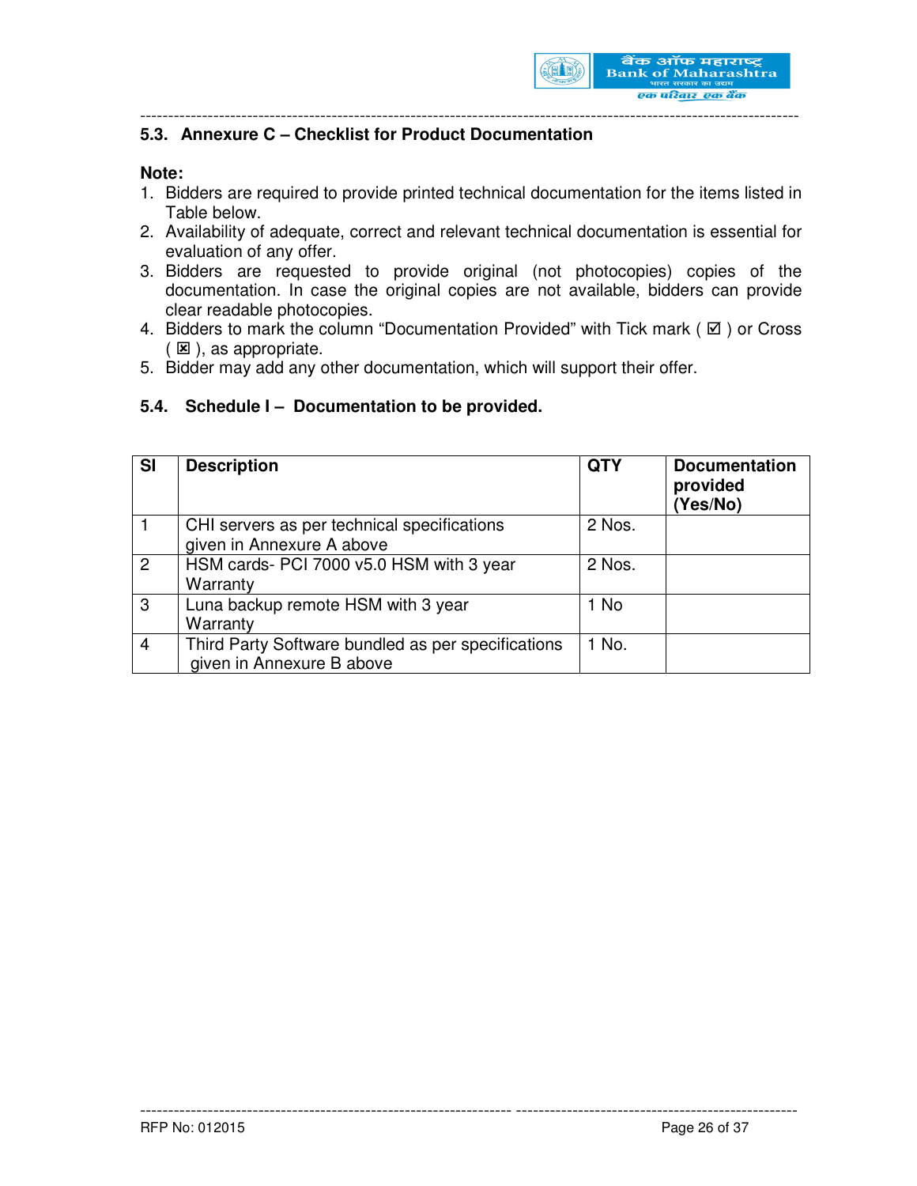## 5.3. Annexure C – Checklist for Product Documentation

**Note:**

1. Bidders are required to provide printed technical documentation for the items listed in Table below.
2. Availability of adequate, correct and relevant technical documentation is essential for evaluation of any offer.
3. Bidders are requested to provide original (not photocopies) copies of the documentation. In case the original copies are not available, bidders can provide clear readable photocopies.
4. Bidders to mark the column "Documentation Provided" with Tick mark ( ☑ ) or Cross ( ☒ ), as appropriate.
5. Bidder may add any other documentation, which will support their offer.

## 5.4. Schedule I – Documentation to be provided.

| Sl | Description | QTY | Documentation provided (Yes/No) |
|---|---|---|---|
| 1 | CHI servers as per technical specifications given in Annexure A above | 2 Nos. | |
| 2 | HSM cards- PCI 7000 v5.0 HSM with 3 year Warranty | 2 Nos. | |
| 3 | Luna backup remote HSM with 3 year Warranty | 1 No | |
| 4 | Third Party Software bundled as per specifications given in Annexure B above | 1 No. | |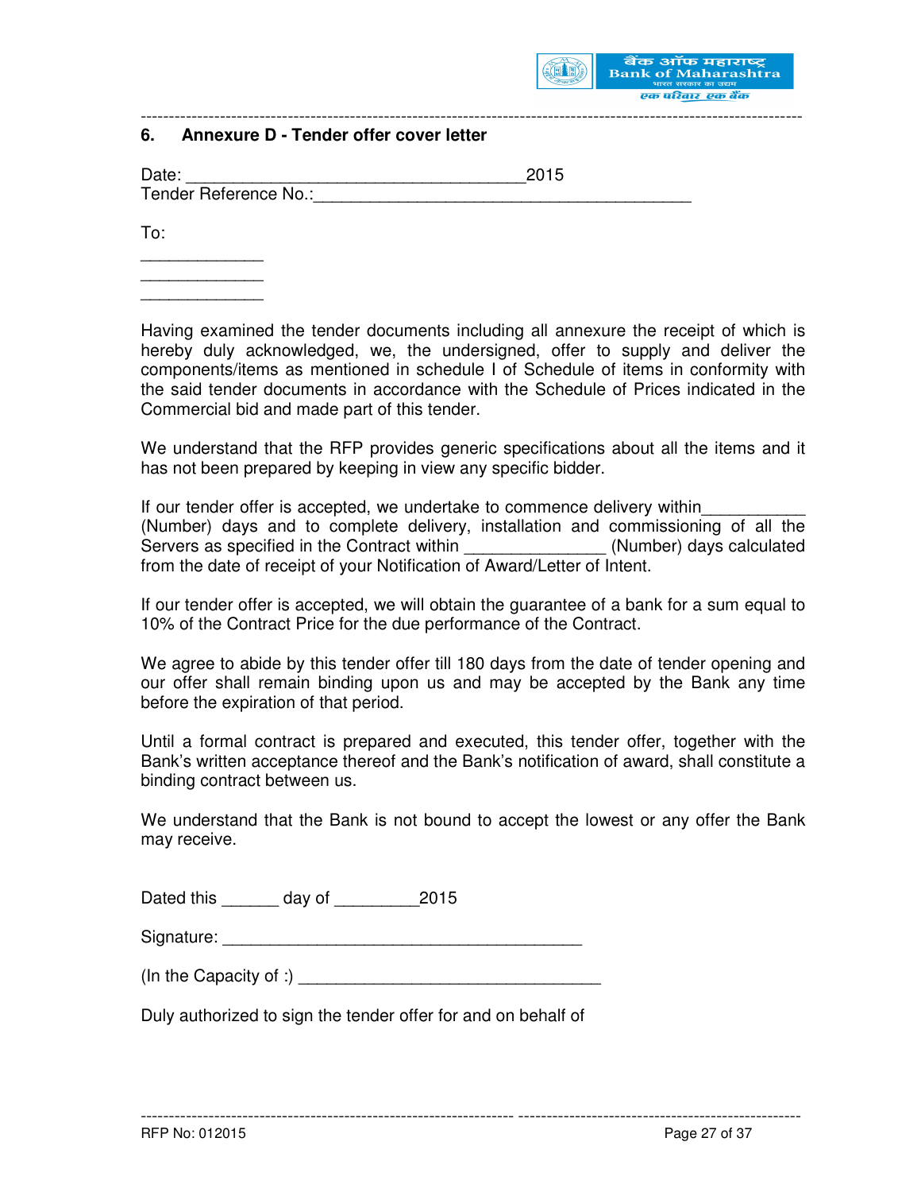## 6. Annexure D - Tender offer cover letter

Date: _____________________________________2015
Tender Reference No.:_________________________________________

To:
_____________
_____________
_____________

Having examined the tender documents including all annexure the receipt of which is hereby duly acknowledged, we, the undersigned, offer to supply and deliver the components/items as mentioned in schedule I of Schedule of items in conformity with the said tender documents in accordance with the Schedule of Prices indicated in the Commercial bid and made part of this tender.

We understand that the RFP provides generic specifications about all the items and it has not been prepared by keeping in view any specific bidder.

If our tender offer is accepted, we undertake to commence delivery within___________ (Number) days and to complete delivery, installation and commissioning of all the Servers as specified in the Contract within _______________ (Number) days calculated from the date of receipt of your Notification of Award/Letter of Intent.

If our tender offer is accepted, we will obtain the guarantee of a bank for a sum equal to 10% of the Contract Price for the due performance of the Contract.

We agree to abide by this tender offer till 180 days from the date of tender opening and our offer shall remain binding upon us and may be accepted by the Bank any time before the expiration of that period.

Until a formal contract is prepared and executed, this tender offer, together with the Bank's written acceptance thereof and the Bank's notification of award, shall constitute a binding contract between us.

We understand that the Bank is not bound to accept the lowest or any offer the Bank may receive.

Dated this ______ day of _________2015

Signature: ________________________________________

(In the Capacity of :) _________________________________

Duly authorized to sign the tender offer for and on behalf of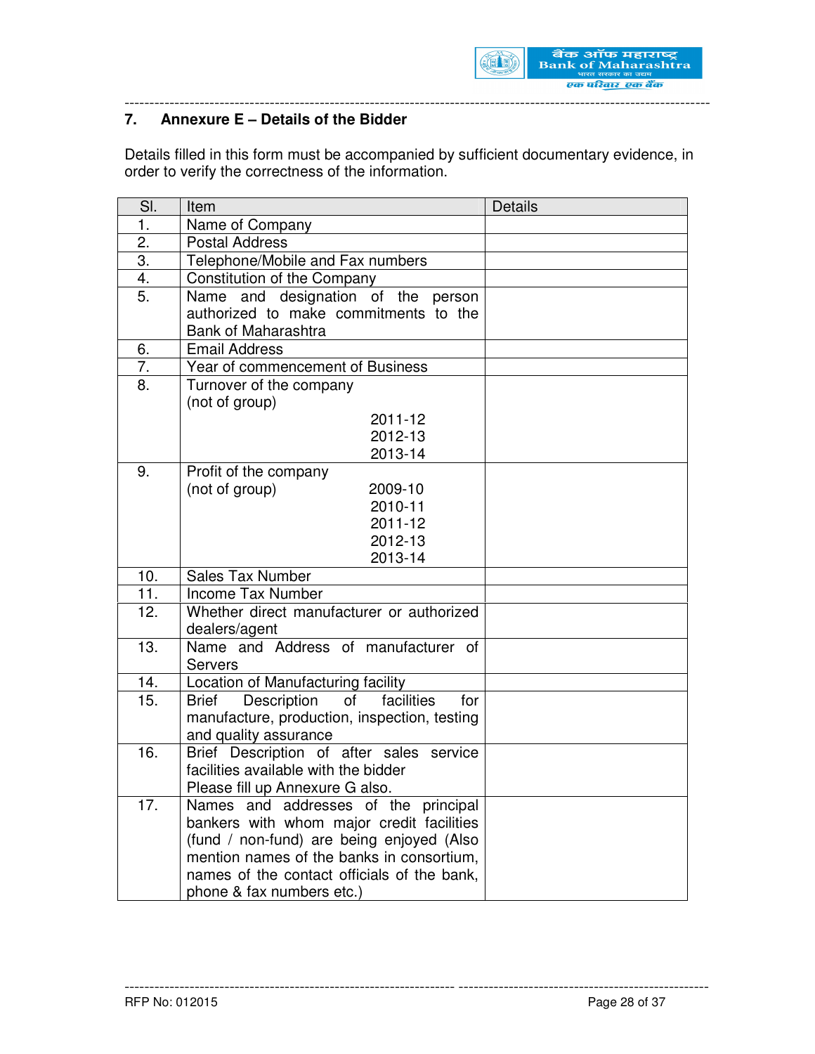## 7. Annexure E – Details of the Bidder

Details filled in this form must be accompanied by sufficient documentary evidence, in order to verify the correctness of the information.

| Sl. | Item | Details |
|---|---|---|
| 1. | Name of Company | |
| 2. | Postal Address | |
| 3. | Telephone/Mobile and Fax numbers | |
| 4. | Constitution of the Company | |
| 5. | Name and designation of the person authorized to make commitments to the Bank of Maharashtra | |
| 6. | Email Address | |
| 7. | Year of commencement of Business | |
| 8. | Turnover of the company (not of group) 2011-12 2012-13 2013-14 | |
| 9. | Profit of the company (not of group) 2009-10 2010-11 2011-12 2012-13 2013-14 | |
| 10. | Sales Tax Number | |
| 11. | Income Tax Number | |
| 12. | Whether direct manufacturer or authorized dealers/agent | |
| 13. | Name and Address of manufacturer of Servers | |
| 14. | Location of Manufacturing facility | |
| 15. | Brief Description of facilities for manufacture, production, inspection, testing and quality assurance | |
| 16. | Brief Description of after sales service facilities available with the bidder Please fill up Annexure G also. | |
| 17. | Names and addresses of the principal bankers with whom major credit facilities (fund / non-fund) are being enjoyed (Also mention names of the banks in consortium, names of the contact officials of the bank, phone & fax numbers etc.) | |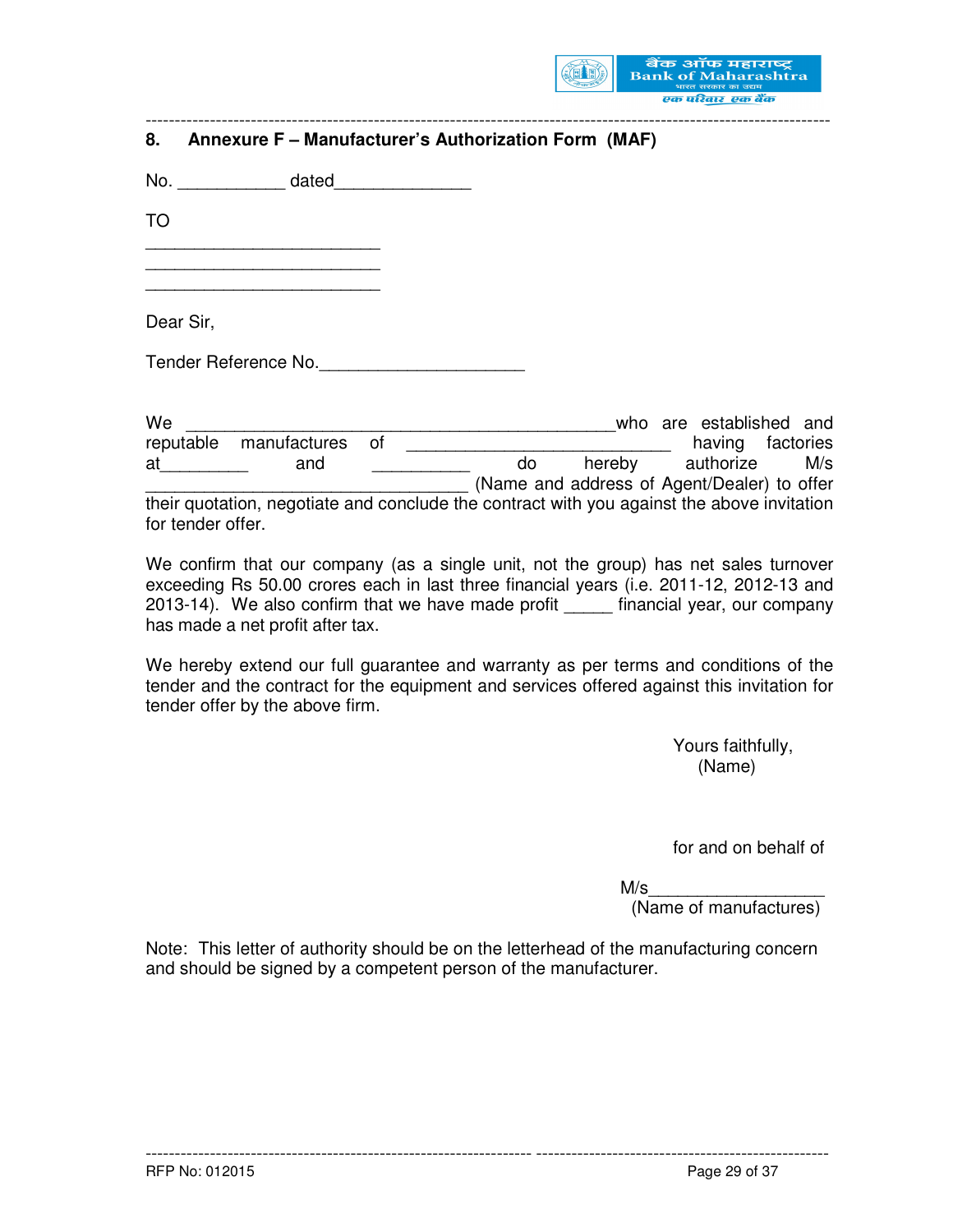## 8. Annexure F – Manufacturer's Authorization Form (MAF)

No. ___________ dated______________

TO

_________________________
_________________________
_________________________

Dear Sir,

Tender Reference No.______________________

We ______________________________________________who are established and reputable manufactures of ____________________________ having factories at_________ and __________ do hereby authorize M/s __________________________________ (Name and address of Agent/Dealer) to offer their quotation, negotiate and conclude the contract with you against the above invitation for tender offer.

We confirm that our company (as a single unit, not the group) has net sales turnover exceeding Rs 50.00 crores each in last three financial years (i.e. 2011-12, 2012-13 and 2013-14). We also confirm that we have made profit _____ financial year, our company has made a net profit after tax.

We hereby extend our full guarantee and warranty as per terms and conditions of the tender and the contract for the equipment and services offered against this invitation for tender offer by the above firm.

Yours faithfully,
(Name)

for and on behalf of

M/s__________________
(Name of manufactures)

Note: This letter of authority should be on the letterhead of the manufacturing concern and should be signed by a competent person of the manufacturer.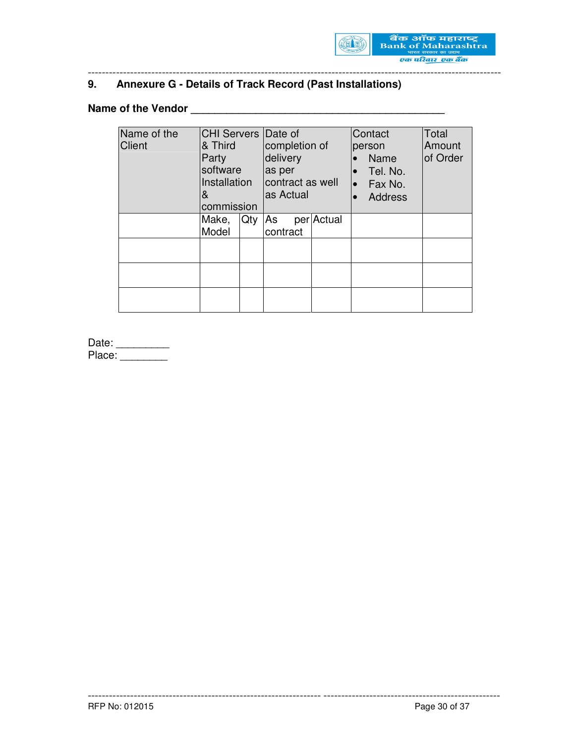## 9. Annexure G - Details of Track Record (Past Installations)

**Name of the Vendor** ______________________________________________

| Name of the Client | CHI Servers & Third Party software Installation & commission | | Date of completion of delivery as per contract as well as Actual | | Contact person<br>• Name<br>• Tel. No.<br>• Fax No.<br>• Address | Total Amount of Order |
|---|---|---|---|---|---|---|
| | Make, Model | Qty | As per contract | Actual | | |
| | | | | | | |
| | | | | | | |
| | | | | | | |

Date: _________
Place: ________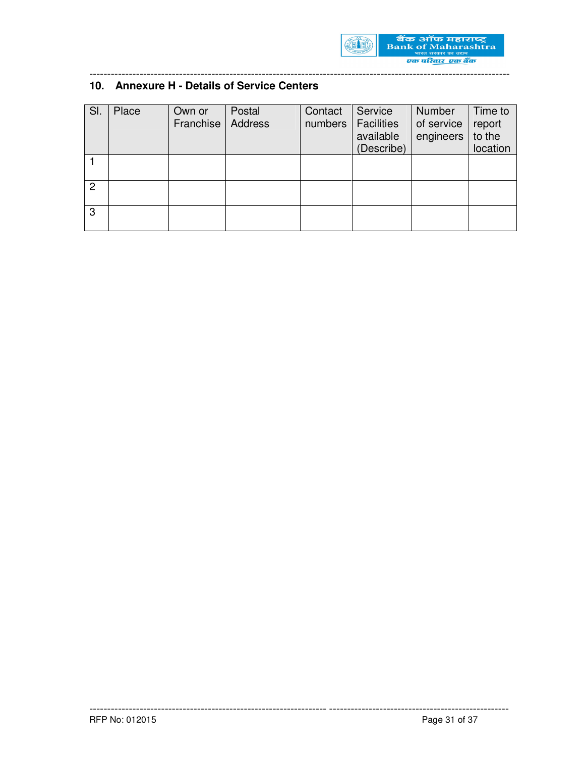## 10. Annexure H - Details of Service Centers

| Sl. | Place | Own or Franchise | Postal Address | Contact numbers | Service Facilities available (Describe) | Number of service engineers | Time to report to the location |
|---|---|---|---|---|---|---|---|
| 1 | | | | | | | |
| 2 | | | | | | | |
| 3 | | | | | | | |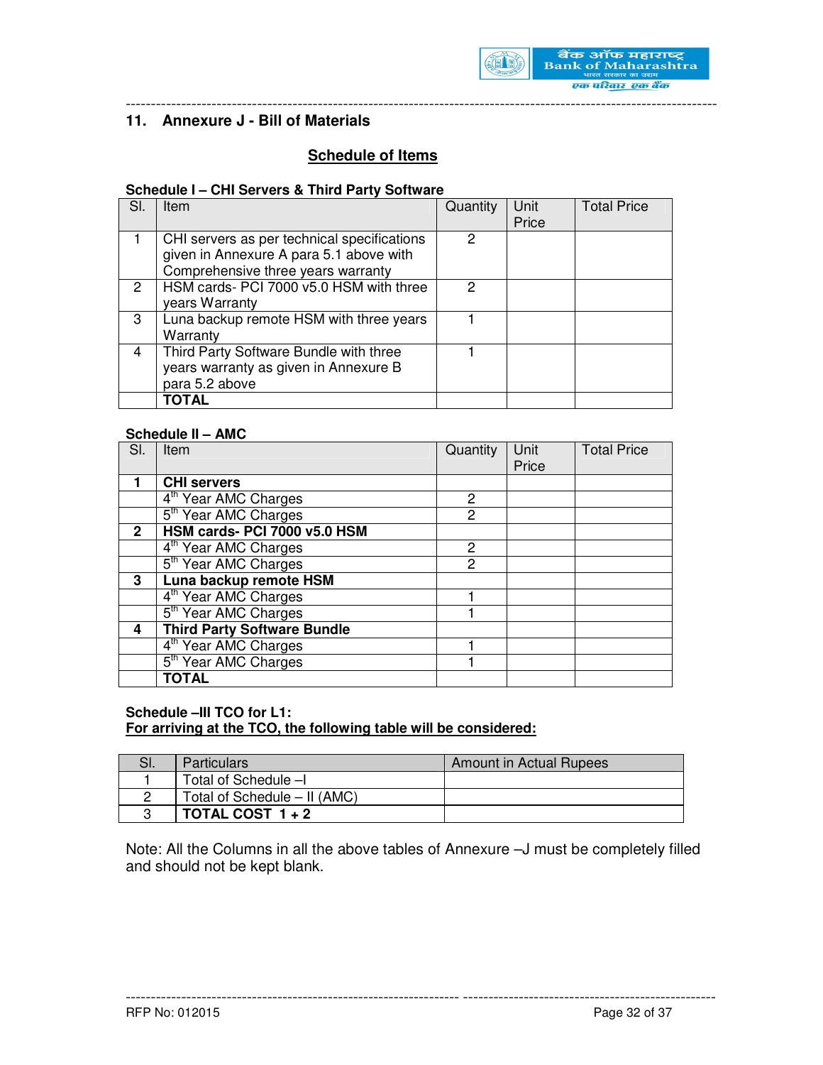## 11. Annexure J - Bill of Materials

### Schedule of Items

**Schedule I – CHI Servers & Third Party Software**

| Sl. | Item | Quantity | Unit Price | Total Price |
|---|---|---|---|---|
| 1 | CHI servers as per technical specifications given in Annexure A para 5.1 above with Comprehensive three years warranty | 2 | | |
| 2 | HSM cards- PCI 7000 v5.0 HSM with three years Warranty | 2 | | |
| 3 | Luna backup remote HSM with three years Warranty | 1 | | |
| 4 | Third Party Software Bundle with three years warranty as given in Annexure B para 5.2 above | 1 | | |
| | **TOTAL** | | | |

**Schedule II – AMC**

| Sl. | Item | Quantity | Unit Price | Total Price |
|---|---|---|---|---|
| **1** | **CHI servers** | | | |
| | 4th Year AMC Charges | 2 | | |
| | 5th Year AMC Charges | 2 | | |
| **2** | **HSM cards- PCI 7000 v5.0 HSM** | | | |
| | 4th Year AMC Charges | 2 | | |
| | 5th Year AMC Charges | 2 | | |
| **3** | **Luna backup remote HSM** | | | |
| | 4th Year AMC Charges | 1 | | |
| | 5th Year AMC Charges | 1 | | |
| **4** | **Third Party Software Bundle** | | | |
| | 4th Year AMC Charges | 1 | | |
| | 5th Year AMC Charges | 1 | | |
| | **TOTAL** | | | |

**Schedule –III TCO for L1:**
**For arriving at the TCO, the following table will be considered:**

| Sl. | Particulars | Amount in Actual Rupees |
|---|---|---|
| 1 | Total of Schedule –I | |
| 2 | Total of Schedule – II (AMC) | |
| 3 | **TOTAL COST 1 + 2** | |

Note: All the Columns in all the above tables of Annexure –J must be completely filled and should not be kept blank.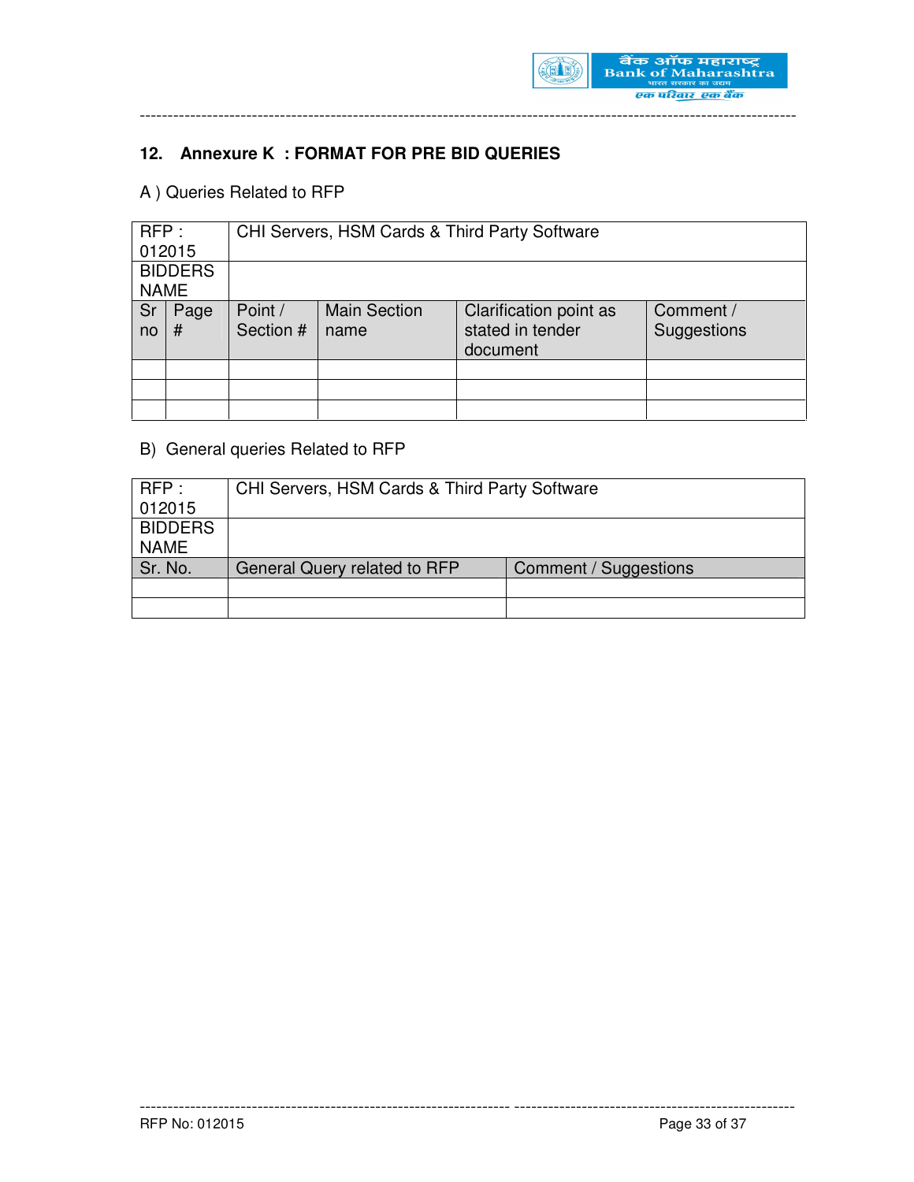## 12. Annexure K : FORMAT FOR PRE BID QUERIES

A ) Queries Related to RFP

| RFP : 012015 | | CHI Servers, HSM Cards & Third Party Software | | | |
|---|---|---|---|---|---|
| BIDDERS NAME | | | | | |
| Sr no | Page # | Point / Section # | Main Section name | Clarification point as stated in tender document | Comment / Suggestions |
| | | | | | |
| | | | | | |
| | | | | | |

B) General queries Related to RFP

| RFP : 012015 | CHI Servers, HSM Cards & Third Party Software | |
|---|---|---|
| BIDDERS NAME | | |
| Sr. No. | General Query related to RFP | Comment / Suggestions |
| | | |
| | | |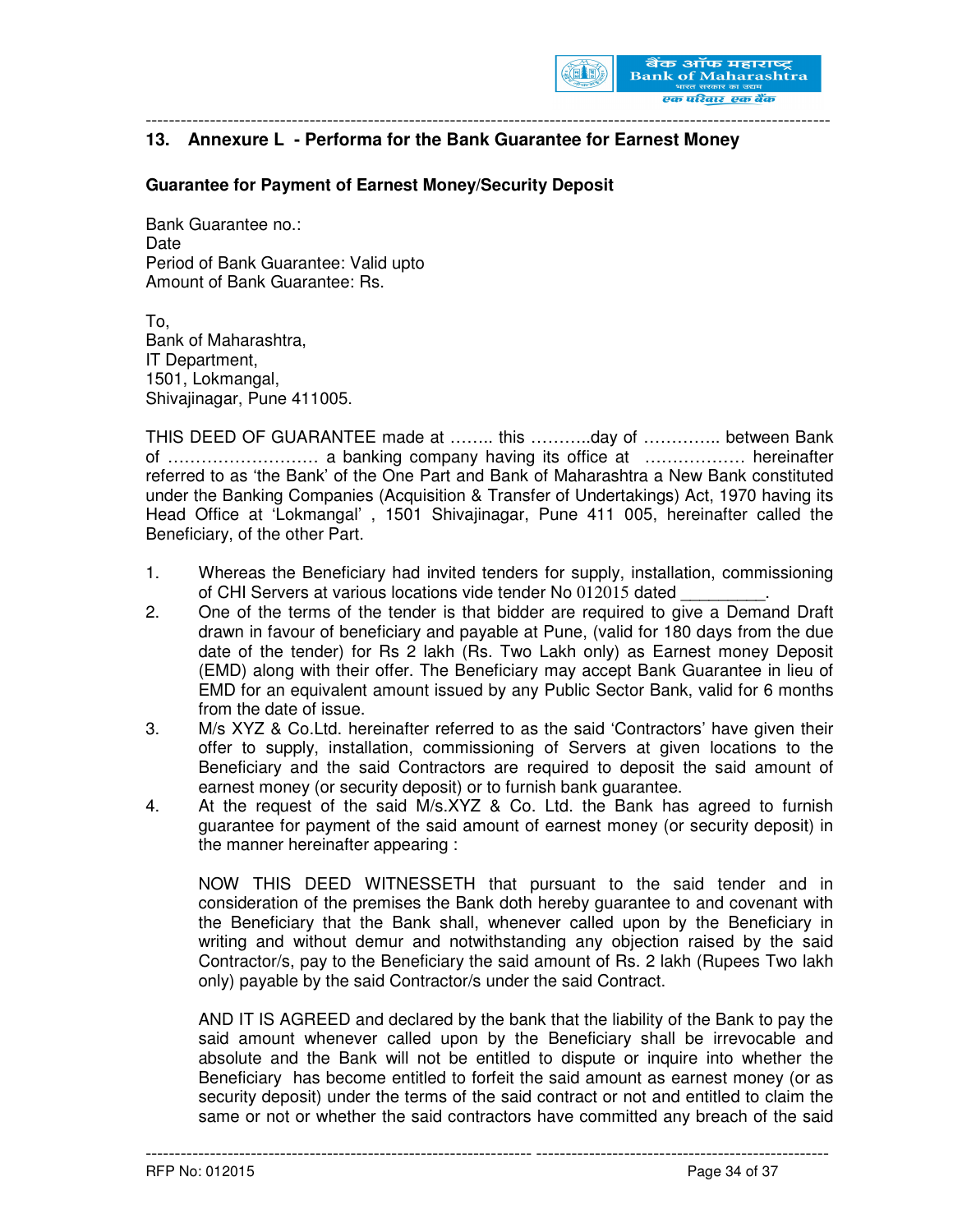## 13. Annexure L - Performa for the Bank Guarantee for Earnest Money

**Guarantee for Payment of Earnest Money/Security Deposit**

Bank Guarantee no.:
Date
Period of Bank Guarantee: Valid upto
Amount of Bank Guarantee: Rs.

To,
Bank of Maharashtra,
IT Department,
1501, Lokmangal,
Shivajinagar, Pune 411005.

THIS DEED OF GUARANTEE made at …….. this ………..day of ………….. between Bank of ……………………… a banking company having its office at ……………… hereinafter referred to as 'the Bank' of the One Part and Bank of Maharashtra a New Bank constituted under the Banking Companies (Acquisition & Transfer of Undertakings) Act, 1970 having its Head Office at 'Lokmangal' , 1501 Shivajinagar, Pune 411 005, hereinafter called the Beneficiary, of the other Part.

1. Whereas the Beneficiary had invited tenders for supply, installation, commissioning of CHI Servers at various locations vide tender No 012015 dated _________.
2. One of the terms of the tender is that bidder are required to give a Demand Draft drawn in favour of beneficiary and payable at Pune, (valid for 180 days from the due date of the tender) for Rs 2 lakh (Rs. Two Lakh only) as Earnest money Deposit (EMD) along with their offer. The Beneficiary may accept Bank Guarantee in lieu of EMD for an equivalent amount issued by any Public Sector Bank, valid for 6 months from the date of issue.
3. M/s XYZ & Co.Ltd. hereinafter referred to as the said 'Contractors' have given their offer to supply, installation, commissioning of Servers at given locations to the Beneficiary and the said Contractors are required to deposit the said amount of earnest money (or security deposit) or to furnish bank guarantee.
4. At the request of the said M/s.XYZ & Co. Ltd. the Bank has agreed to furnish guarantee for payment of the said amount of earnest money (or security deposit) in the manner hereinafter appearing :

   NOW THIS DEED WITNESSETH that pursuant to the said tender and in consideration of the premises the Bank doth hereby guarantee to and covenant with the Beneficiary that the Bank shall, whenever called upon by the Beneficiary in writing and without demur and notwithstanding any objection raised by the said Contractor/s, pay to the Beneficiary the said amount of Rs. 2 lakh (Rupees Two lakh only) payable by the said Contractor/s under the said Contract.

   AND IT IS AGREED and declared by the bank that the liability of the Bank to pay the said amount whenever called upon by the Beneficiary shall be irrevocable and absolute and the Bank will not be entitled to dispute or inquire into whether the Beneficiary has become entitled to forfeit the said amount as earnest money (or as security deposit) under the terms of the said contract or not and entitled to claim the same or not or whether the said contractors have committed any breach of the said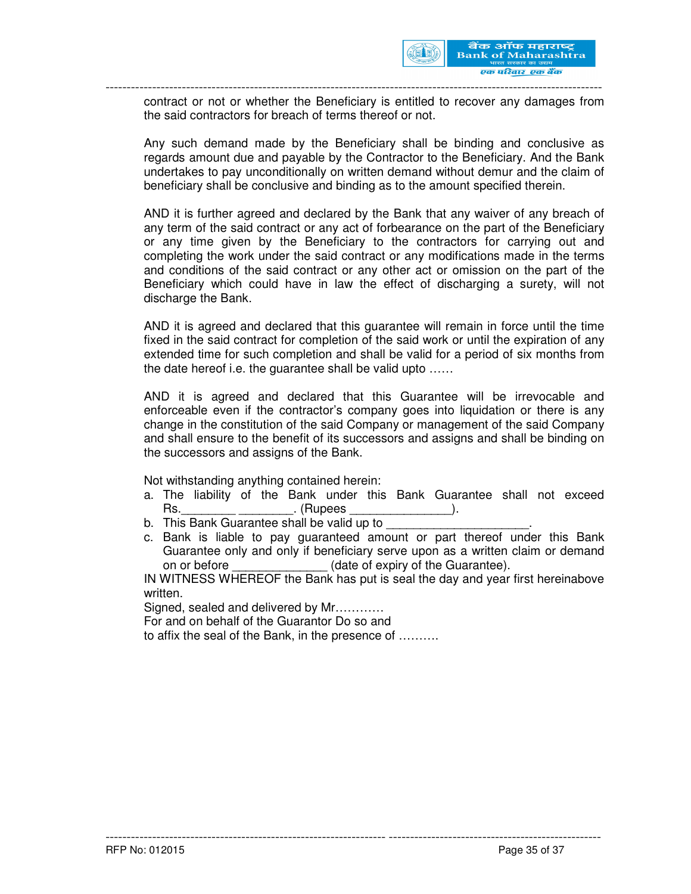contract or not or whether the Beneficiary is entitled to recover any damages from the said contractors for breach of terms thereof or not.

Any such demand made by the Beneficiary shall be binding and conclusive as regards amount due and payable by the Contractor to the Beneficiary. And the Bank undertakes to pay unconditionally on written demand without demur and the claim of beneficiary shall be conclusive and binding as to the amount specified therein.

AND it is further agreed and declared by the Bank that any waiver of any breach of any term of the said contract or any act of forbearance on the part of the Beneficiary or any time given by the Beneficiary to the contractors for carrying out and completing the work under the said contract or any modifications made in the terms and conditions of the said contract or any other act or omission on the part of the Beneficiary which could have in law the effect of discharging a surety, will not discharge the Bank.

AND it is agreed and declared that this guarantee will remain in force until the time fixed in the said contract for completion of the said work or until the expiration of any extended time for such completion and shall be valid for a period of six months from the date hereof i.e. the guarantee shall be valid upto ……

AND it is agreed and declared that this Guarantee will be irrevocable and enforceable even if the contractor's company goes into liquidation or there is any change in the constitution of the said Company or management of the said Company and shall ensure to the benefit of its successors and assigns and shall be binding on the successors and assigns of the Bank.

Not withstanding anything contained herein:

a. The liability of the Bank under this Bank Guarantee shall not exceed Rs.________ ________. (Rupees _______________).
b. This Bank Guarantee shall be valid up to _____________________.
c. Bank is liable to pay guaranteed amount or part thereof under this Bank Guarantee only and only if beneficiary serve upon as a written claim or demand on or before _____________ (date of expiry of the Guarantee).

IN WITNESS WHEREOF the Bank has put is seal the day and year first hereinabove written.

Signed, sealed and delivered by Mr…………

For and on behalf of the Guarantor Do so and

to affix the seal of the Bank, in the presence of ……….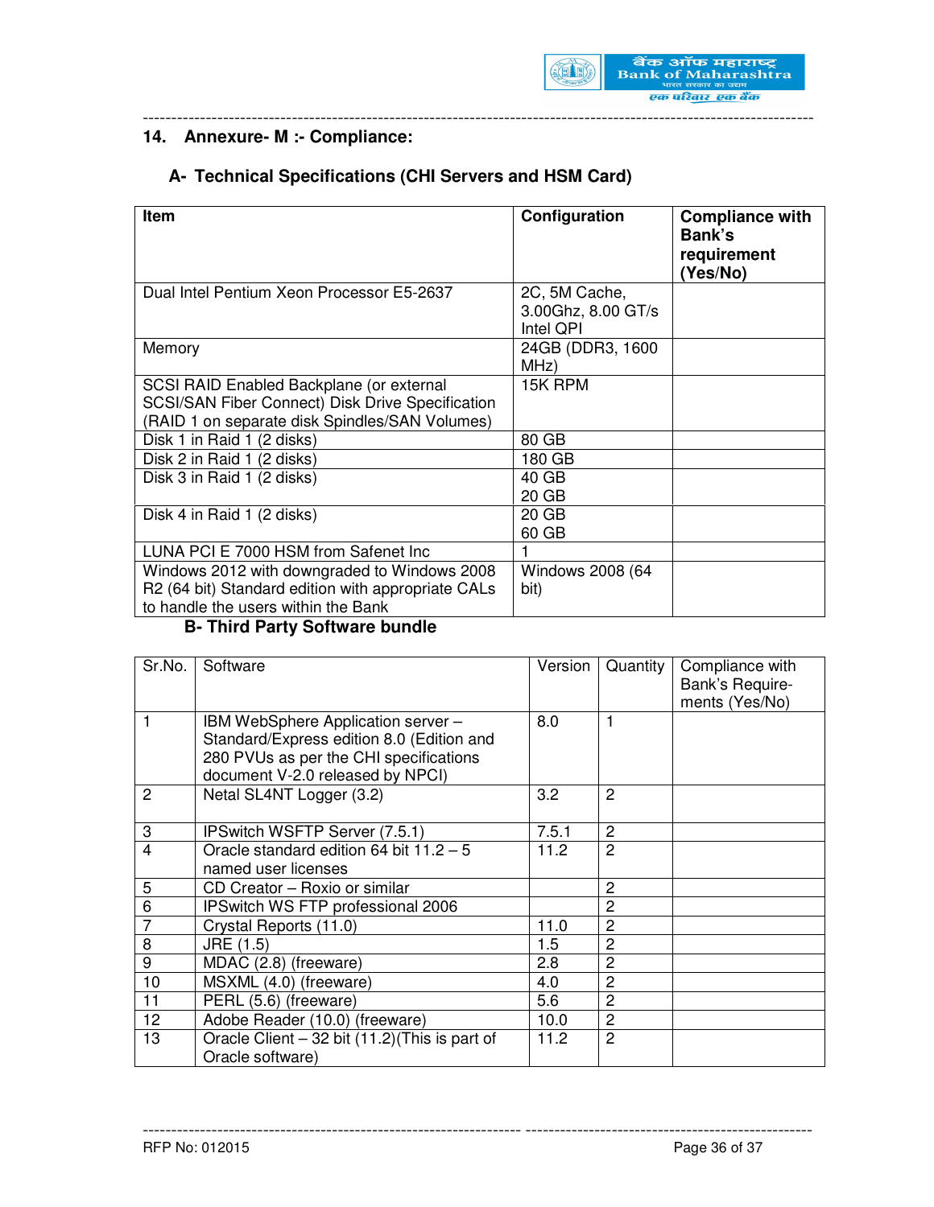## 14. Annexure- M :- Compliance:

### A- Technical Specifications (CHI Servers and HSM Card)

| Item | Configuration | Compliance with Bank's requirement (Yes/No) |
|---|---|---|
| Dual Intel Pentium Xeon Processor E5-2637 | 2C, 5M Cache, 3.00Ghz, 8.00 GT/s Intel QPI | |
| Memory | 24GB (DDR3, 1600 MHz) | |
| SCSI RAID Enabled Backplane (or external SCSI/SAN Fiber Connect) Disk Drive Specification (RAID 1 on separate disk Spindles/SAN Volumes) | 15K RPM | |
| Disk 1 in Raid 1 (2 disks) | 80 GB | |
| Disk 2 in Raid 1 (2 disks) | 180 GB | |
| Disk 3 in Raid 1 (2 disks) | 40 GB<br>20 GB | |
| Disk 4 in Raid 1 (2 disks) | 20 GB<br>60 GB | |
| LUNA PCI E 7000 HSM from Safenet Inc | 1 | |
| Windows 2012 with downgraded to Windows 2008 R2 (64 bit) Standard edition with appropriate CALs to handle the users within the Bank | Windows 2008 (64 bit) | |

### B- Third Party Software bundle

| Sr.No. | Software | Version | Quantity | Compliance with Bank's Requirements (Yes/No) |
|---|---|---|---|---|
| 1 | IBM WebSphere Application server – Standard/Express edition 8.0 (Edition and 280 PVUs as per the CHI specifications document V-2.0 released by NPCI) | 8.0 | 1 | |
| 2 | Netal SL4NT Logger (3.2) | 3.2 | 2 | |
| 3 | IPSwitch WSFTP Server (7.5.1) | 7.5.1 | 2 | |
| 4 | Oracle standard edition 64 bit 11.2 – 5 named user licenses | 11.2 | 2 | |
| 5 | CD Creator – Roxio or similar | | 2 | |
| 6 | IPSwitch WS FTP professional 2006 | | 2 | |
| 7 | Crystal Reports (11.0) | 11.0 | 2 | |
| 8 | JRE (1.5) | 1.5 | 2 | |
| 9 | MDAC (2.8) (freeware) | 2.8 | 2 | |
| 10 | MSXML (4.0) (freeware) | 4.0 | 2 | |
| 11 | PERL (5.6) (freeware) | 5.6 | 2 | |
| 12 | Adobe Reader (10.0) (freeware) | 10.0 | 2 | |
| 13 | Oracle Client – 32 bit (11.2)(This is part of Oracle software) | 11.2 | 2 | |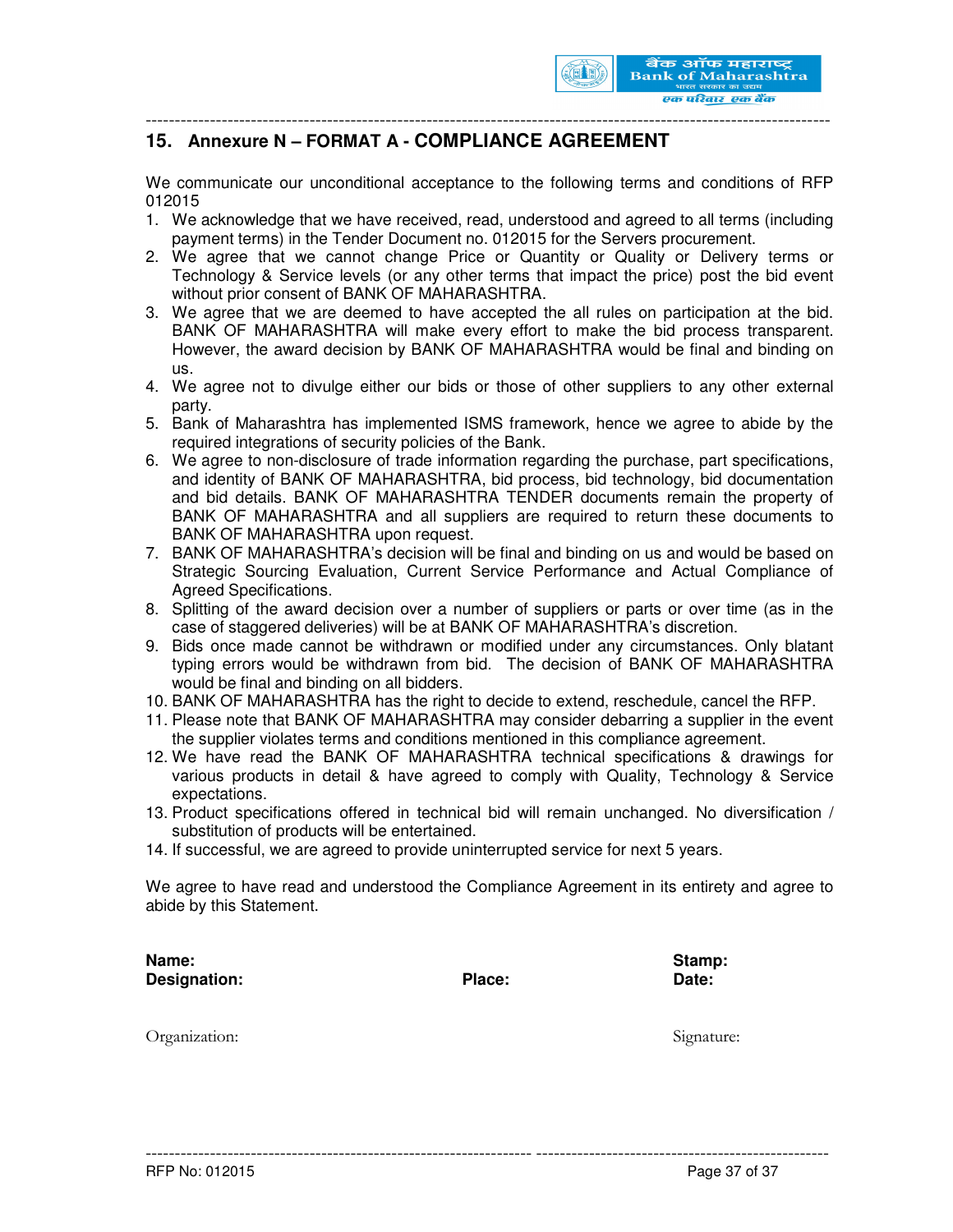## 15. Annexure N – FORMAT A - COMPLIANCE AGREEMENT

We communicate our unconditional acceptance to the following terms and conditions of RFP 012015

1. We acknowledge that we have received, read, understood and agreed to all terms (including payment terms) in the Tender Document no. 012015 for the Servers procurement.
2. We agree that we cannot change Price or Quantity or Quality or Delivery terms or Technology & Service levels (or any other terms that impact the price) post the bid event without prior consent of BANK OF MAHARASHTRA.
3. We agree that we are deemed to have accepted the all rules on participation at the bid. BANK OF MAHARASHTRA will make every effort to make the bid process transparent. However, the award decision by BANK OF MAHARASHTRA would be final and binding on us.
4. We agree not to divulge either our bids or those of other suppliers to any other external party.
5. Bank of Maharashtra has implemented ISMS framework, hence we agree to abide by the required integrations of security policies of the Bank.
6. We agree to non-disclosure of trade information regarding the purchase, part specifications, and identity of BANK OF MAHARASHTRA, bid process, bid technology, bid documentation and bid details. BANK OF MAHARASHTRA TENDER documents remain the property of BANK OF MAHARASHTRA and all suppliers are required to return these documents to BANK OF MAHARASHTRA upon request.
7. BANK OF MAHARASHTRA's decision will be final and binding on us and would be based on Strategic Sourcing Evaluation, Current Service Performance and Actual Compliance of Agreed Specifications.
8. Splitting of the award decision over a number of suppliers or parts or over time (as in the case of staggered deliveries) will be at BANK OF MAHARASHTRA's discretion.
9. Bids once made cannot be withdrawn or modified under any circumstances. Only blatant typing errors would be withdrawn from bid. The decision of BANK OF MAHARASHTRA would be final and binding on all bidders.
10. BANK OF MAHARASHTRA has the right to decide to extend, reschedule, cancel the RFP.
11. Please note that BANK OF MAHARASHTRA may consider debarring a supplier in the event the supplier violates terms and conditions mentioned in this compliance agreement.
12. We have read the BANK OF MAHARASHTRA technical specifications & drawings for various products in detail & have agreed to comply with Quality, Technology & Service expectations.
13. Product specifications offered in technical bid will remain unchanged. No diversification / substitution of products will be entertained.
14. If successful, we are agreed to provide uninterrupted service for next 5 years.

We agree to have read and understood the Compliance Agreement in its entirety and agree to abide by this Statement.

**Name:**
**Designation:**

**Place:**

**Stamp:**
**Date:**

Organization:

Signature: